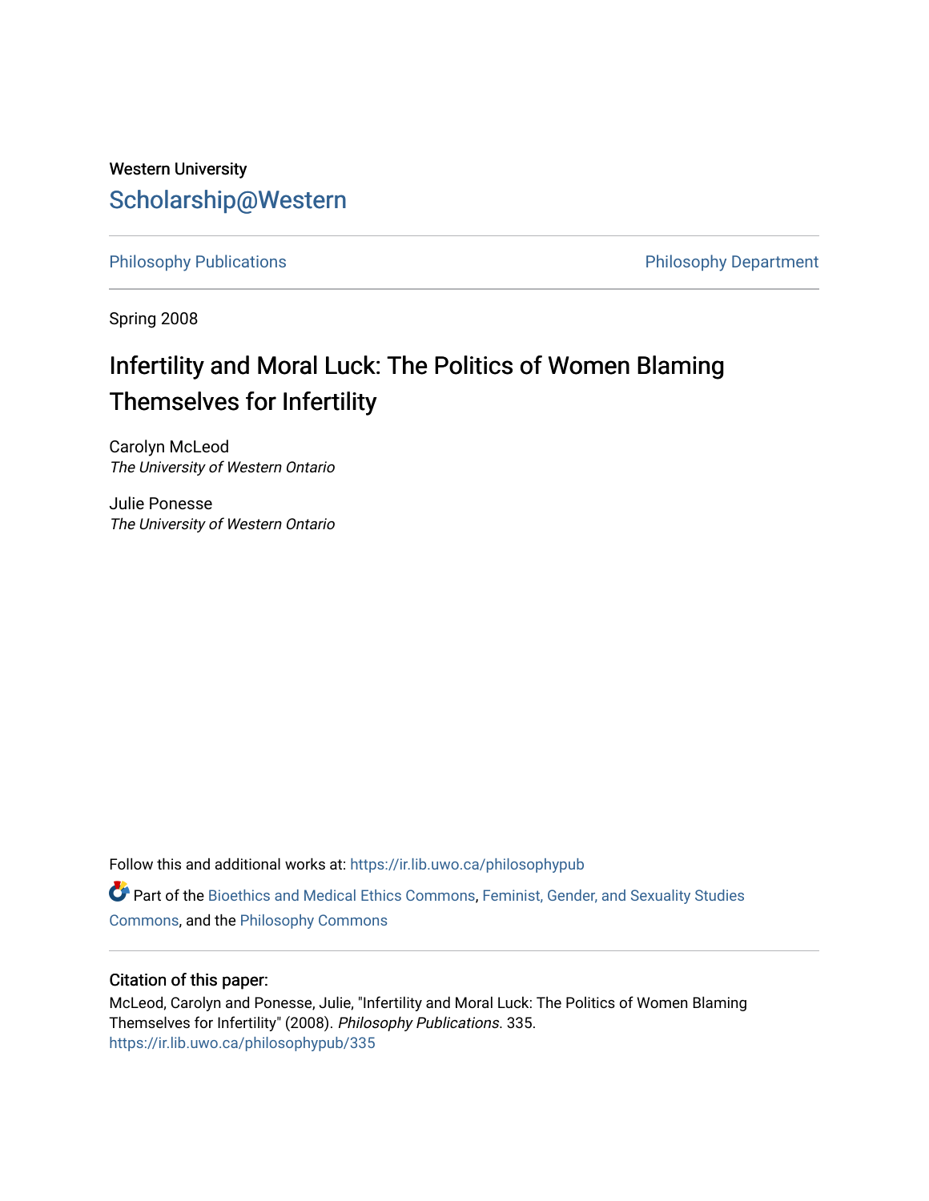Western University

Scholarship@Western

Philosophy Publications

Philosophy Department

Spring 2008

# Infertility and Moral Luck: The Politics of Women Blaming Themselves for Infertility

Carolyn McLeod
*The University of Western Ontario*

Julie Ponesse
*The University of Western Ontario*

Follow this and additional works at: https://ir.lib.uwo.ca/philosophypub

Part of the Bioethics and Medical Ethics Commons, Feminist, Gender, and Sexuality Studies Commons, and the Philosophy Commons

## Citation of this paper:

McLeod, Carolyn and Ponesse, Julie, "Infertility and Moral Luck: The Politics of Women Blaming Themselves for Infertility" (2008). *Philosophy Publications*. 335.
https://ir.lib.uwo.ca/philosophypub/335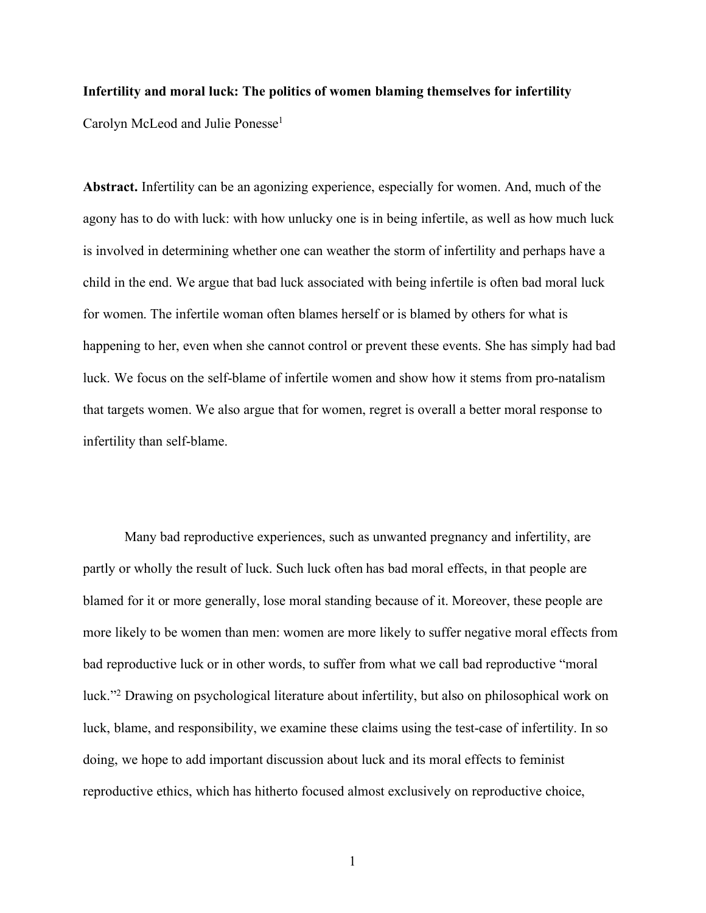**Infertility and moral luck: The politics of women blaming themselves for infertility**

Carolyn McLeod and Julie Ponesse[1]

**Abstract.** Infertility can be an agonizing experience, especially for women. And, much of the agony has to do with luck: with how unlucky one is in being infertile, as well as how much luck is involved in determining whether one can weather the storm of infertility and perhaps have a child in the end. We argue that bad luck associated with being infertile is often bad moral luck for women. The infertile woman often blames herself or is blamed by others for what is happening to her, even when she cannot control or prevent these events. She has simply had bad luck. We focus on the self-blame of infertile women and show how it stems from pro-natalism that targets women. We also argue that for women, regret is overall a better moral response to infertility than self-blame.

Many bad reproductive experiences, such as unwanted pregnancy and infertility, are partly or wholly the result of luck. Such luck often has bad moral effects, in that people are blamed for it or more generally, lose moral standing because of it. Moreover, these people are more likely to be women than men: women are more likely to suffer negative moral effects from bad reproductive luck or in other words, to suffer from what we call bad reproductive "moral luck."[2] Drawing on psychological literature about infertility, but also on philosophical work on luck, blame, and responsibility, we examine these claims using the test-case of infertility. In so doing, we hope to add important discussion about luck and its moral effects to feminist reproductive ethics, which has hitherto focused almost exclusively on reproductive choice,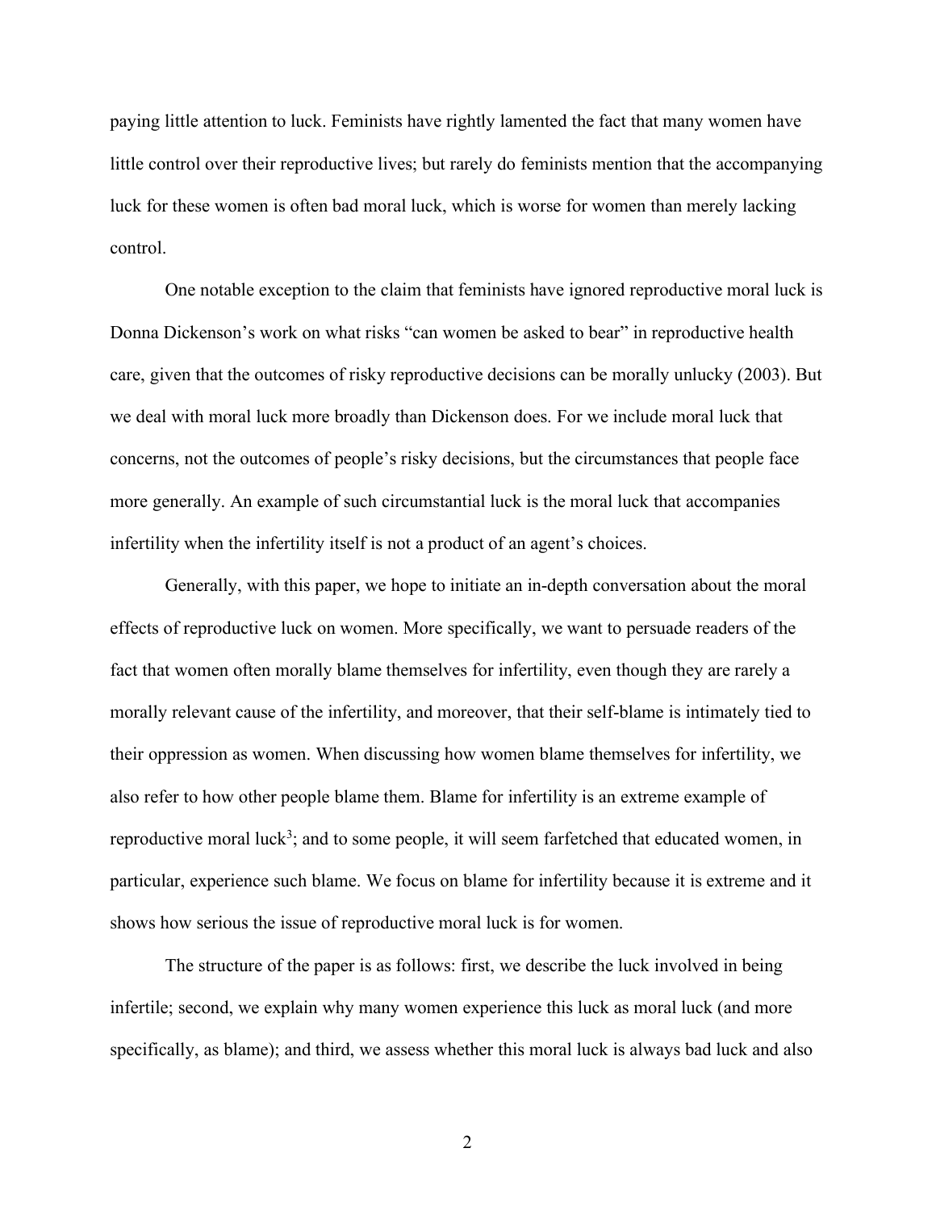paying little attention to luck. Feminists have rightly lamented the fact that many women have little control over their reproductive lives; but rarely do feminists mention that the accompanying luck for these women is often bad moral luck, which is worse for women than merely lacking control.

One notable exception to the claim that feminists have ignored reproductive moral luck is Donna Dickenson's work on what risks "can women be asked to bear" in reproductive health care, given that the outcomes of risky reproductive decisions can be morally unlucky (2003). But we deal with moral luck more broadly than Dickenson does. For we include moral luck that concerns, not the outcomes of people's risky decisions, but the circumstances that people face more generally. An example of such circumstantial luck is the moral luck that accompanies infertility when the infertility itself is not a product of an agent's choices.

Generally, with this paper, we hope to initiate an in-depth conversation about the moral effects of reproductive luck on women. More specifically, we want to persuade readers of the fact that women often morally blame themselves for infertility, even though they are rarely a morally relevant cause of the infertility, and moreover, that their self-blame is intimately tied to their oppression as women. When discussing how women blame themselves for infertility, we also refer to how other people blame them. Blame for infertility is an extreme example of reproductive moral luck[3]; and to some people, it will seem farfetched that educated women, in particular, experience such blame. We focus on blame for infertility because it is extreme and it shows how serious the issue of reproductive moral luck is for women.

The structure of the paper is as follows: first, we describe the luck involved in being infertile; second, we explain why many women experience this luck as moral luck (and more specifically, as blame); and third, we assess whether this moral luck is always bad luck and also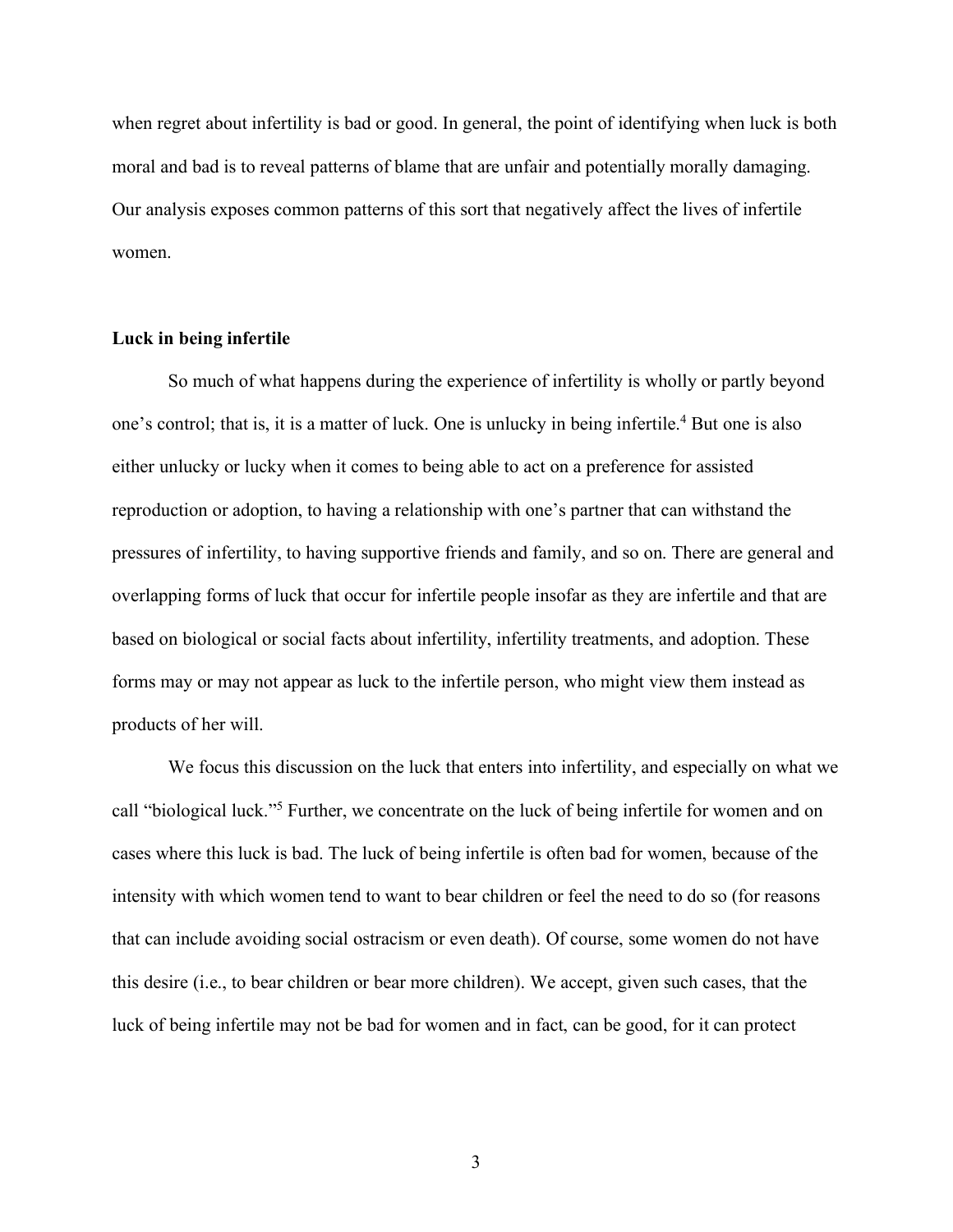when regret about infertility is bad or good. In general, the point of identifying when luck is both moral and bad is to reveal patterns of blame that are unfair and potentially morally damaging. Our analysis exposes common patterns of this sort that negatively affect the lives of infertile women.

## Luck in being infertile

So much of what happens during the experience of infertility is wholly or partly beyond one's control; that is, it is a matter of luck. One is unlucky in being infertile.[4] But one is also either unlucky or lucky when it comes to being able to act on a preference for assisted reproduction or adoption, to having a relationship with one's partner that can withstand the pressures of infertility, to having supportive friends and family, and so on. There are general and overlapping forms of luck that occur for infertile people insofar as they are infertile and that are based on biological or social facts about infertility, infertility treatments, and adoption. These forms may or may not appear as luck to the infertile person, who might view them instead as products of her will.

We focus this discussion on the luck that enters into infertility, and especially on what we call "biological luck."[5] Further, we concentrate on the luck of being infertile for women and on cases where this luck is bad. The luck of being infertile is often bad for women, because of the intensity with which women tend to want to bear children or feel the need to do so (for reasons that can include avoiding social ostracism or even death). Of course, some women do not have this desire (i.e., to bear children or bear more children). We accept, given such cases, that the luck of being infertile may not be bad for women and in fact, can be good, for it can protect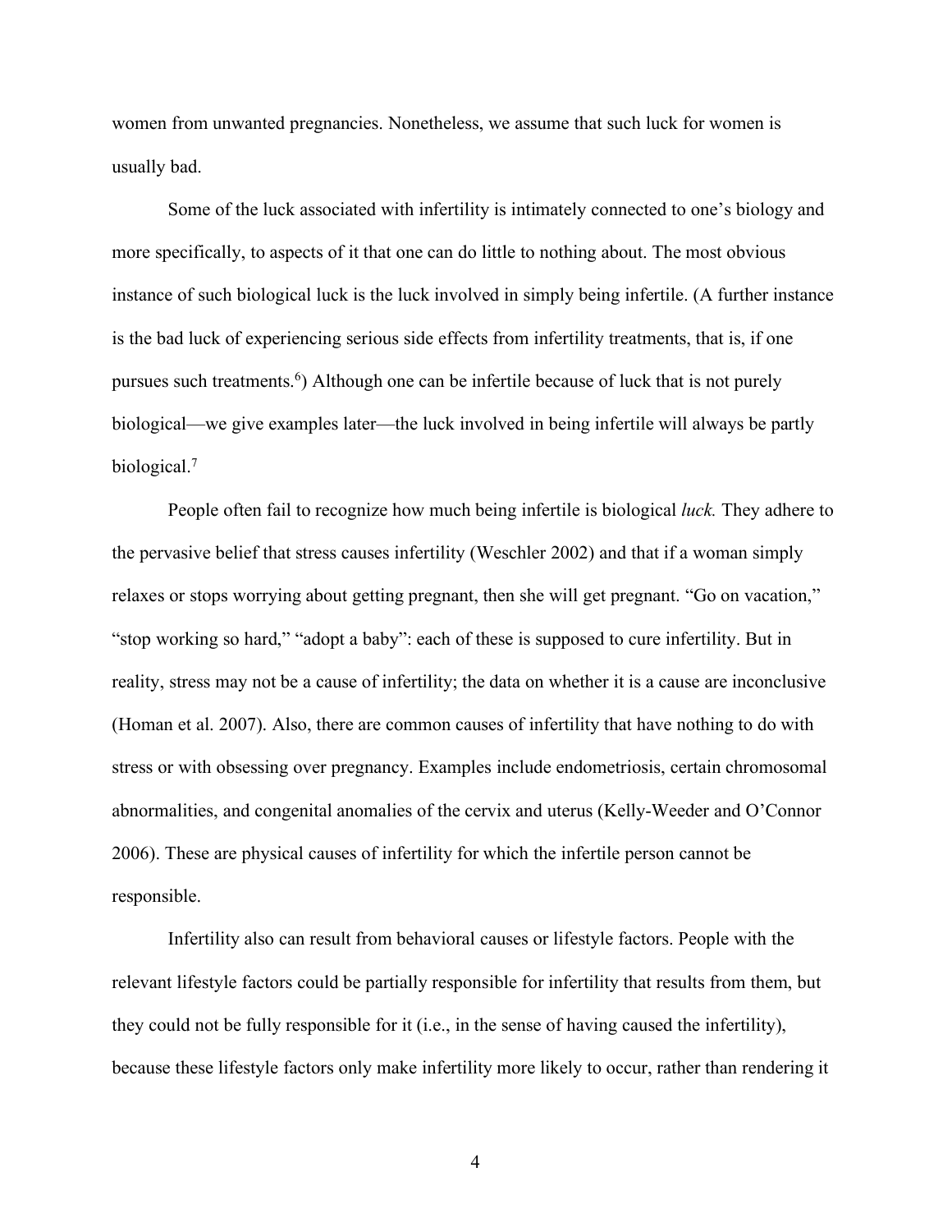women from unwanted pregnancies. Nonetheless, we assume that such luck for women is usually bad.

Some of the luck associated with infertility is intimately connected to one's biology and more specifically, to aspects of it that one can do little to nothing about. The most obvious instance of such biological luck is the luck involved in simply being infertile. (A further instance is the bad luck of experiencing serious side effects from infertility treatments, that is, if one pursues such treatments.[6]) Although one can be infertile because of luck that is not purely biological—we give examples later—the luck involved in being infertile will always be partly biological.[7]

People often fail to recognize how much being infertile is biological *luck.* They adhere to the pervasive belief that stress causes infertility (Weschler 2002) and that if a woman simply relaxes or stops worrying about getting pregnant, then she will get pregnant. "Go on vacation," "stop working so hard," "adopt a baby": each of these is supposed to cure infertility. But in reality, stress may not be a cause of infertility; the data on whether it is a cause are inconclusive (Homan et al. 2007). Also, there are common causes of infertility that have nothing to do with stress or with obsessing over pregnancy. Examples include endometriosis, certain chromosomal abnormalities, and congenital anomalies of the cervix and uterus (Kelly-Weeder and O'Connor 2006). These are physical causes of infertility for which the infertile person cannot be responsible.

Infertility also can result from behavioral causes or lifestyle factors. People with the relevant lifestyle factors could be partially responsible for infertility that results from them, but they could not be fully responsible for it (i.e., in the sense of having caused the infertility), because these lifestyle factors only make infertility more likely to occur, rather than rendering it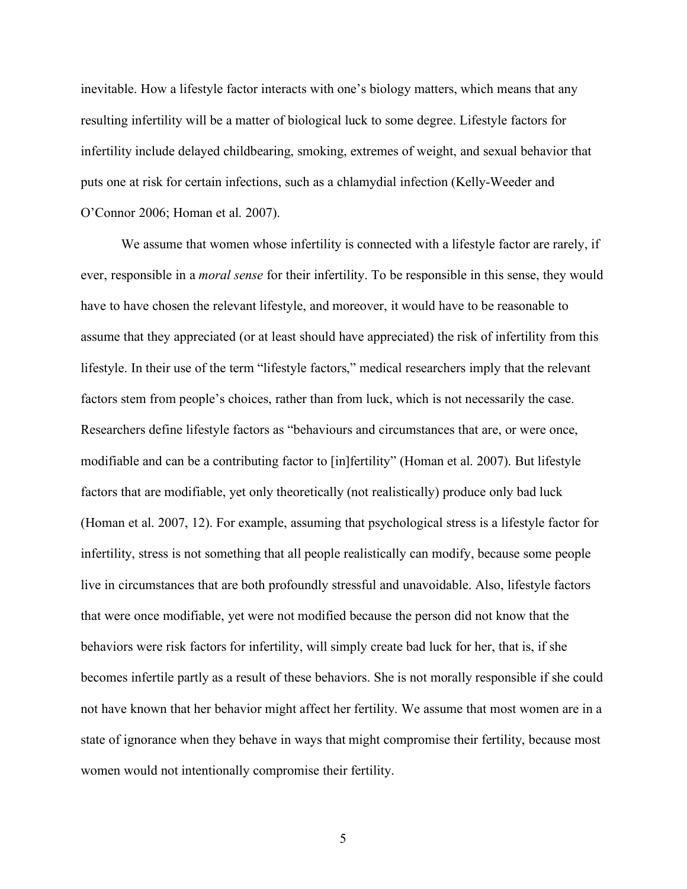inevitable. How a lifestyle factor interacts with one's biology matters, which means that any resulting infertility will be a matter of biological luck to some degree. Lifestyle factors for infertility include delayed childbearing, smoking, extremes of weight, and sexual behavior that puts one at risk for certain infections, such as a chlamydial infection (Kelly-Weeder and O'Connor 2006; Homan et al. 2007).

We assume that women whose infertility is connected with a lifestyle factor are rarely, if ever, responsible in a *moral sense* for their infertility. To be responsible in this sense, they would have to have chosen the relevant lifestyle, and moreover, it would have to be reasonable to assume that they appreciated (or at least should have appreciated) the risk of infertility from this lifestyle. In their use of the term "lifestyle factors," medical researchers imply that the relevant factors stem from people's choices, rather than from luck, which is not necessarily the case. Researchers define lifestyle factors as "behaviours and circumstances that are, or were once, modifiable and can be a contributing factor to [in]fertility" (Homan et al. 2007). But lifestyle factors that are modifiable, yet only theoretically (not realistically) produce only bad luck (Homan et al. 2007, 12). For example, assuming that psychological stress is a lifestyle factor for infertility, stress is not something that all people realistically can modify, because some people live in circumstances that are both profoundly stressful and unavoidable. Also, lifestyle factors that were once modifiable, yet were not modified because the person did not know that the behaviors were risk factors for infertility, will simply create bad luck for her, that is, if she becomes infertile partly as a result of these behaviors. She is not morally responsible if she could not have known that her behavior might affect her fertility. We assume that most women are in a state of ignorance when they behave in ways that might compromise their fertility, because most women would not intentionally compromise their fertility.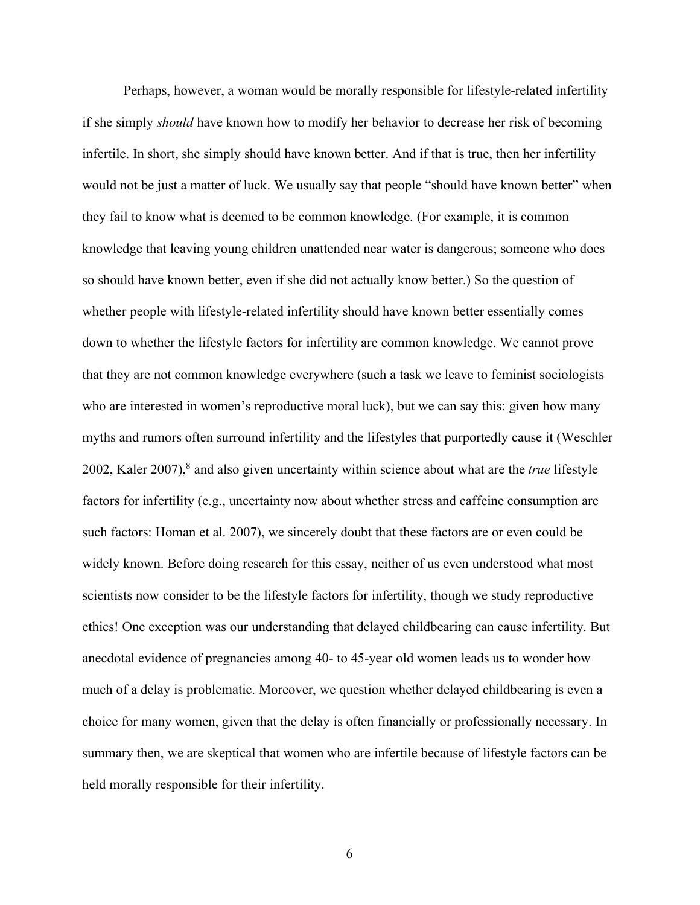Perhaps, however, a woman would be morally responsible for lifestyle-related infertility if she simply *should* have known how to modify her behavior to decrease her risk of becoming infertile. In short, she simply should have known better. And if that is true, then her infertility would not be just a matter of luck. We usually say that people "should have known better" when they fail to know what is deemed to be common knowledge. (For example, it is common knowledge that leaving young children unattended near water is dangerous; someone who does so should have known better, even if she did not actually know better.) So the question of whether people with lifestyle-related infertility should have known better essentially comes down to whether the lifestyle factors for infertility are common knowledge. We cannot prove that they are not common knowledge everywhere (such a task we leave to feminist sociologists who are interested in women's reproductive moral luck), but we can say this: given how many myths and rumors often surround infertility and the lifestyles that purportedly cause it (Weschler 2002, Kaler 2007),[8] and also given uncertainty within science about what are the *true* lifestyle factors for infertility (e.g., uncertainty now about whether stress and caffeine consumption are such factors: Homan et al. 2007), we sincerely doubt that these factors are or even could be widely known. Before doing research for this essay, neither of us even understood what most scientists now consider to be the lifestyle factors for infertility, though we study reproductive ethics! One exception was our understanding that delayed childbearing can cause infertility. But anecdotal evidence of pregnancies among 40- to 45-year old women leads us to wonder how much of a delay is problematic. Moreover, we question whether delayed childbearing is even a choice for many women, given that the delay is often financially or professionally necessary. In summary then, we are skeptical that women who are infertile because of lifestyle factors can be held morally responsible for their infertility.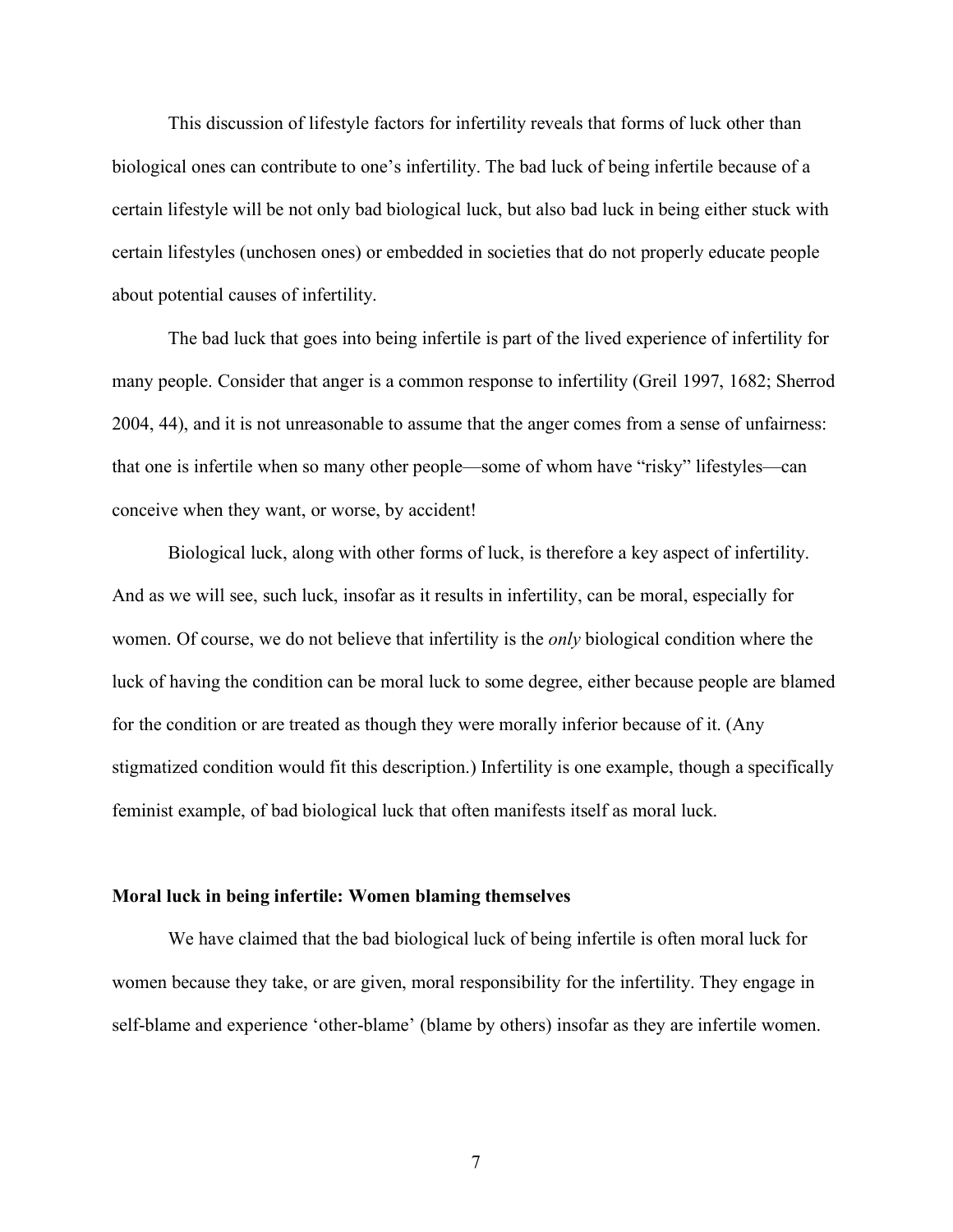This discussion of lifestyle factors for infertility reveals that forms of luck other than biological ones can contribute to one's infertility. The bad luck of being infertile because of a certain lifestyle will be not only bad biological luck, but also bad luck in being either stuck with certain lifestyles (unchosen ones) or embedded in societies that do not properly educate people about potential causes of infertility.

The bad luck that goes into being infertile is part of the lived experience of infertility for many people. Consider that anger is a common response to infertility (Greil 1997, 1682; Sherrod 2004, 44), and it is not unreasonable to assume that the anger comes from a sense of unfairness: that one is infertile when so many other people—some of whom have "risky" lifestyles—can conceive when they want, or worse, by accident!

Biological luck, along with other forms of luck, is therefore a key aspect of infertility. And as we will see, such luck, insofar as it results in infertility, can be moral, especially for women. Of course, we do not believe that infertility is the *only* biological condition where the luck of having the condition can be moral luck to some degree, either because people are blamed for the condition or are treated as though they were morally inferior because of it. (Any stigmatized condition would fit this description.) Infertility is one example, though a specifically feminist example, of bad biological luck that often manifests itself as moral luck.

### Moral luck in being infertile: Women blaming themselves

We have claimed that the bad biological luck of being infertile is often moral luck for women because they take, or are given, moral responsibility for the infertility. They engage in self-blame and experience 'other-blame' (blame by others) insofar as they are infertile women.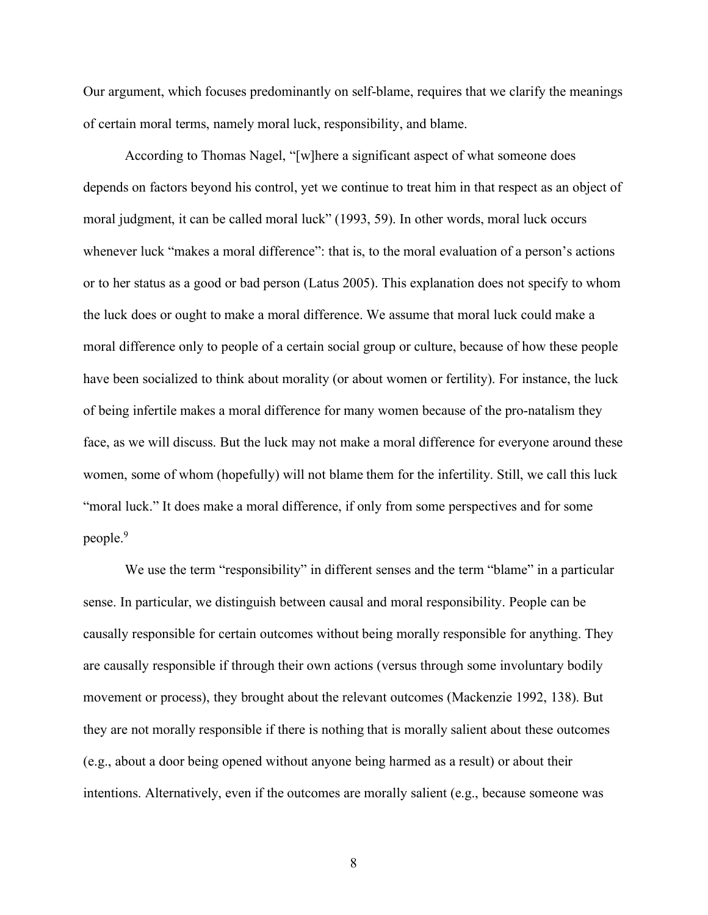Our argument, which focuses predominantly on self-blame, requires that we clarify the meanings of certain moral terms, namely moral luck, responsibility, and blame.

According to Thomas Nagel, "[w]here a significant aspect of what someone does depends on factors beyond his control, yet we continue to treat him in that respect as an object of moral judgment, it can be called moral luck" (1993, 59). In other words, moral luck occurs whenever luck "makes a moral difference": that is, to the moral evaluation of a person's actions or to her status as a good or bad person (Latus 2005). This explanation does not specify to whom the luck does or ought to make a moral difference. We assume that moral luck could make a moral difference only to people of a certain social group or culture, because of how these people have been socialized to think about morality (or about women or fertility). For instance, the luck of being infertile makes a moral difference for many women because of the pro-natalism they face, as we will discuss. But the luck may not make a moral difference for everyone around these women, some of whom (hopefully) will not blame them for the infertility. Still, we call this luck "moral luck." It does make a moral difference, if only from some perspectives and for some people.[9]

We use the term "responsibility" in different senses and the term "blame" in a particular sense. In particular, we distinguish between causal and moral responsibility. People can be causally responsible for certain outcomes without being morally responsible for anything. They are causally responsible if through their own actions (versus through some involuntary bodily movement or process), they brought about the relevant outcomes (Mackenzie 1992, 138). But they are not morally responsible if there is nothing that is morally salient about these outcomes (e.g., about a door being opened without anyone being harmed as a result) or about their intentions. Alternatively, even if the outcomes are morally salient (e.g., because someone was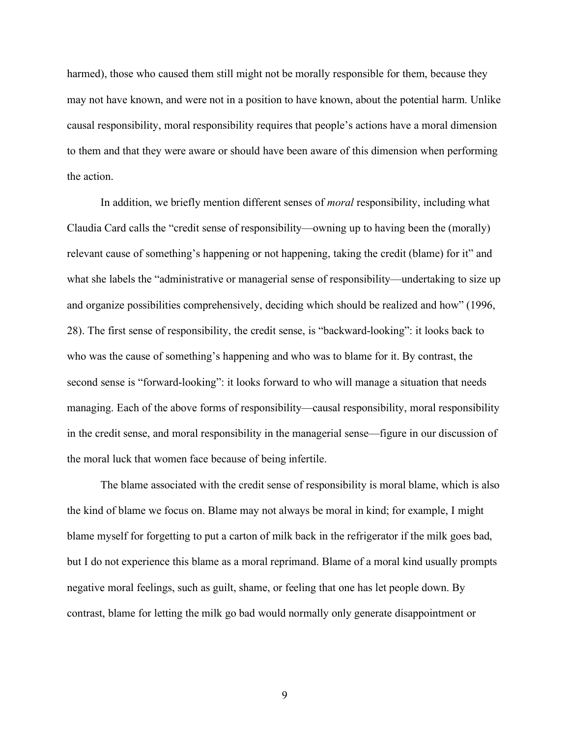harmed), those who caused them still might not be morally responsible for them, because they may not have known, and were not in a position to have known, about the potential harm. Unlike causal responsibility, moral responsibility requires that people's actions have a moral dimension to them and that they were aware or should have been aware of this dimension when performing the action.

In addition, we briefly mention different senses of *moral* responsibility, including what Claudia Card calls the "credit sense of responsibility—owning up to having been the (morally) relevant cause of something's happening or not happening, taking the credit (blame) for it" and what she labels the "administrative or managerial sense of responsibility—undertaking to size up and organize possibilities comprehensively, deciding which should be realized and how" (1996, 28). The first sense of responsibility, the credit sense, is "backward-looking": it looks back to who was the cause of something's happening and who was to blame for it. By contrast, the second sense is "forward-looking": it looks forward to who will manage a situation that needs managing. Each of the above forms of responsibility—causal responsibility, moral responsibility in the credit sense, and moral responsibility in the managerial sense—figure in our discussion of the moral luck that women face because of being infertile.

The blame associated with the credit sense of responsibility is moral blame, which is also the kind of blame we focus on. Blame may not always be moral in kind; for example, I might blame myself for forgetting to put a carton of milk back in the refrigerator if the milk goes bad, but I do not experience this blame as a moral reprimand. Blame of a moral kind usually prompts negative moral feelings, such as guilt, shame, or feeling that one has let people down. By contrast, blame for letting the milk go bad would normally only generate disappointment or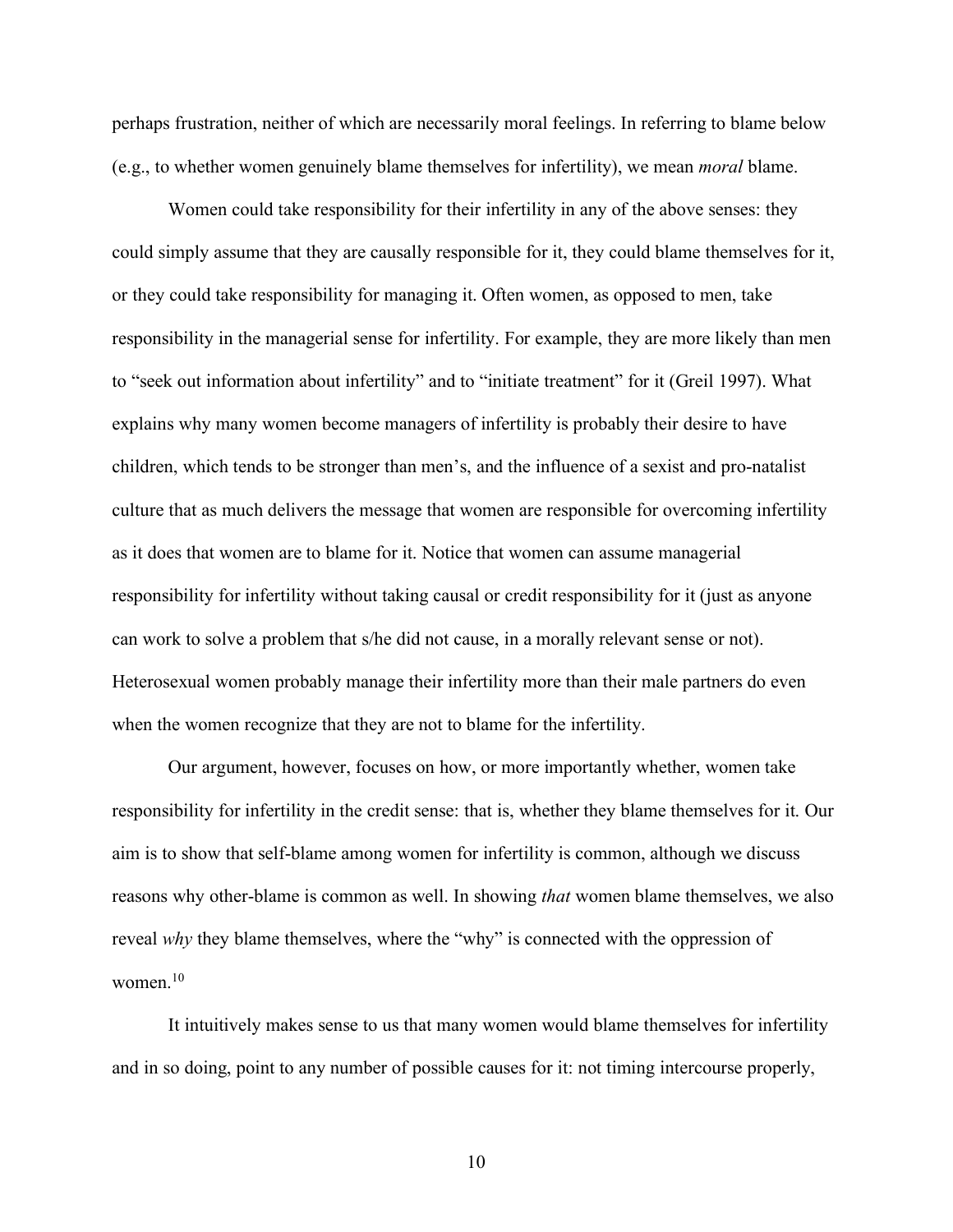perhaps frustration, neither of which are necessarily moral feelings. In referring to blame below (e.g., to whether women genuinely blame themselves for infertility), we mean *moral* blame.

Women could take responsibility for their infertility in any of the above senses: they could simply assume that they are causally responsible for it, they could blame themselves for it, or they could take responsibility for managing it. Often women, as opposed to men, take responsibility in the managerial sense for infertility. For example, they are more likely than men to "seek out information about infertility" and to "initiate treatment" for it (Greil 1997). What explains why many women become managers of infertility is probably their desire to have children, which tends to be stronger than men's, and the influence of a sexist and pro-natalist culture that as much delivers the message that women are responsible for overcoming infertility as it does that women are to blame for it. Notice that women can assume managerial responsibility for infertility without taking causal or credit responsibility for it (just as anyone can work to solve a problem that s/he did not cause, in a morally relevant sense or not). Heterosexual women probably manage their infertility more than their male partners do even when the women recognize that they are not to blame for the infertility.

Our argument, however, focuses on how, or more importantly whether, women take responsibility for infertility in the credit sense: that is, whether they blame themselves for it. Our aim is to show that self-blame among women for infertility is common, although we discuss reasons why other-blame is common as well. In showing *that* women blame themselves, we also reveal *why* they blame themselves, where the "why" is connected with the oppression of women.[10]

It intuitively makes sense to us that many women would blame themselves for infertility and in so doing, point to any number of possible causes for it: not timing intercourse properly,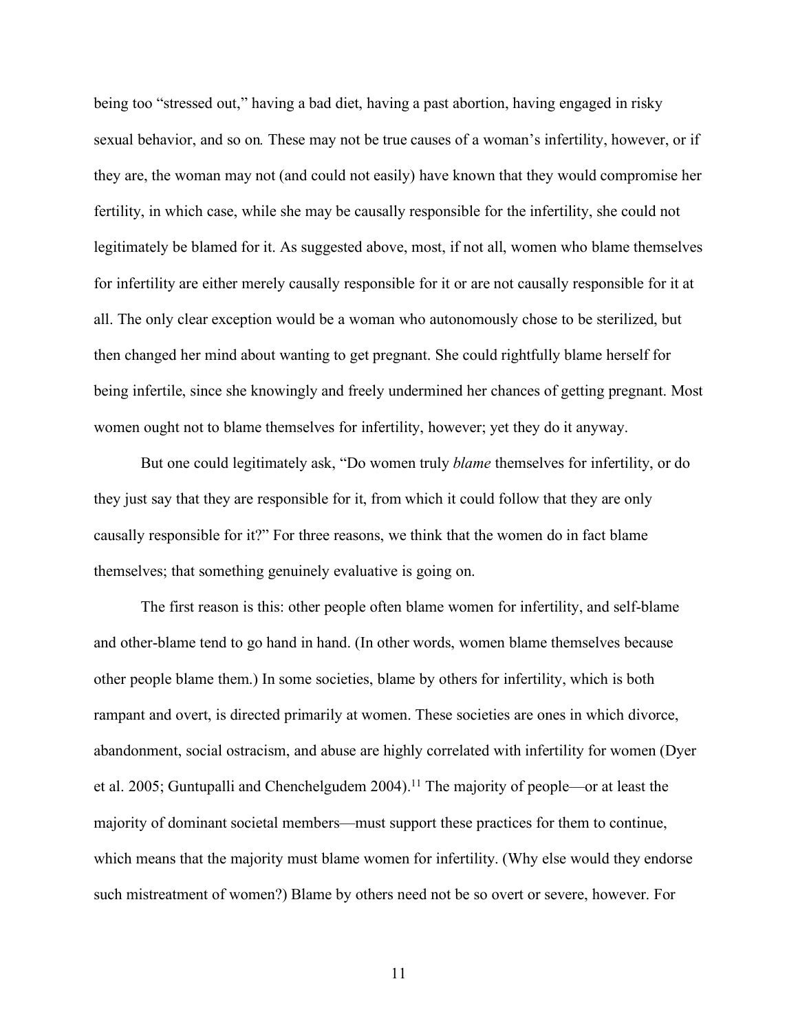being too "stressed out," having a bad diet, having a past abortion, having engaged in risky sexual behavior, and so on. These may not be true causes of a woman's infertility, however, or if they are, the woman may not (and could not easily) have known that they would compromise her fertility, in which case, while she may be causally responsible for the infertility, she could not legitimately be blamed for it. As suggested above, most, if not all, women who blame themselves for infertility are either merely causally responsible for it or are not causally responsible for it at all. The only clear exception would be a woman who autonomously chose to be sterilized, but then changed her mind about wanting to get pregnant. She could rightfully blame herself for being infertile, since she knowingly and freely undermined her chances of getting pregnant. Most women ought not to blame themselves for infertility, however; yet they do it anyway.

But one could legitimately ask, "Do women truly *blame* themselves for infertility, or do they just say that they are responsible for it, from which it could follow that they are only causally responsible for it?" For three reasons, we think that the women do in fact blame themselves; that something genuinely evaluative is going on.

The first reason is this: other people often blame women for infertility, and self-blame and other-blame tend to go hand in hand. (In other words, women blame themselves because other people blame them.) In some societies, blame by others for infertility, which is both rampant and overt, is directed primarily at women. These societies are ones in which divorce, abandonment, social ostracism, and abuse are highly correlated with infertility for women (Dyer et al. 2005; Guntupalli and Chenchelgudem 2004).[11] The majority of people—or at least the majority of dominant societal members—must support these practices for them to continue, which means that the majority must blame women for infertility. (Why else would they endorse such mistreatment of women?) Blame by others need not be so overt or severe, however. For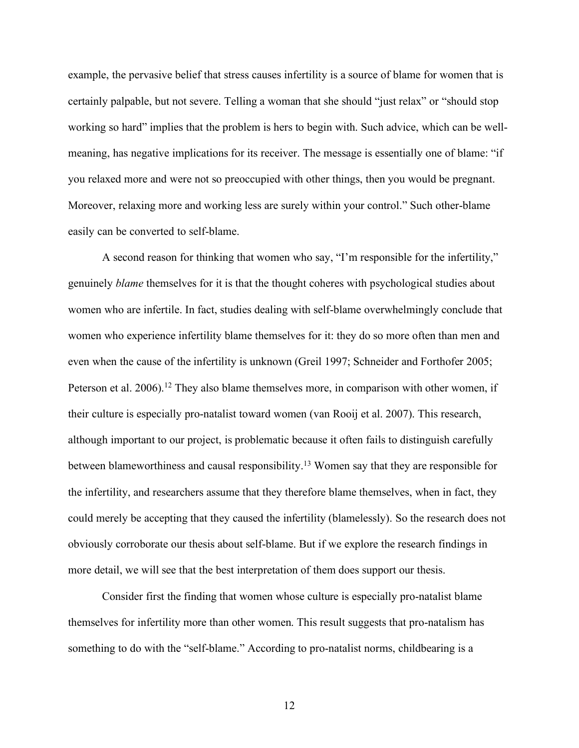example, the pervasive belief that stress causes infertility is a source of blame for women that is certainly palpable, but not severe. Telling a woman that she should "just relax" or "should stop working so hard" implies that the problem is hers to begin with. Such advice, which can be well-meaning, has negative implications for its receiver. The message is essentially one of blame: "if you relaxed more and were not so preoccupied with other things, then you would be pregnant. Moreover, relaxing more and working less are surely within your control." Such other-blame easily can be converted to self-blame.

A second reason for thinking that women who say, "I'm responsible for the infertility," genuinely *blame* themselves for it is that the thought coheres with psychological studies about women who are infertile. In fact, studies dealing with self-blame overwhelmingly conclude that women who experience infertility blame themselves for it: they do so more often than men and even when the cause of the infertility is unknown (Greil 1997; Schneider and Forthofer 2005; Peterson et al. 2006).[12] They also blame themselves more, in comparison with other women, if their culture is especially pro-natalist toward women (van Rooij et al. 2007). This research, although important to our project, is problematic because it often fails to distinguish carefully between blameworthiness and causal responsibility.[13] Women say that they are responsible for the infertility, and researchers assume that they therefore blame themselves, when in fact, they could merely be accepting that they caused the infertility (blamelessly). So the research does not obviously corroborate our thesis about self-blame. But if we explore the research findings in more detail, we will see that the best interpretation of them does support our thesis.

Consider first the finding that women whose culture is especially pro-natalist blame themselves for infertility more than other women. This result suggests that pro-natalism has something to do with the "self-blame." According to pro-natalist norms, childbearing is a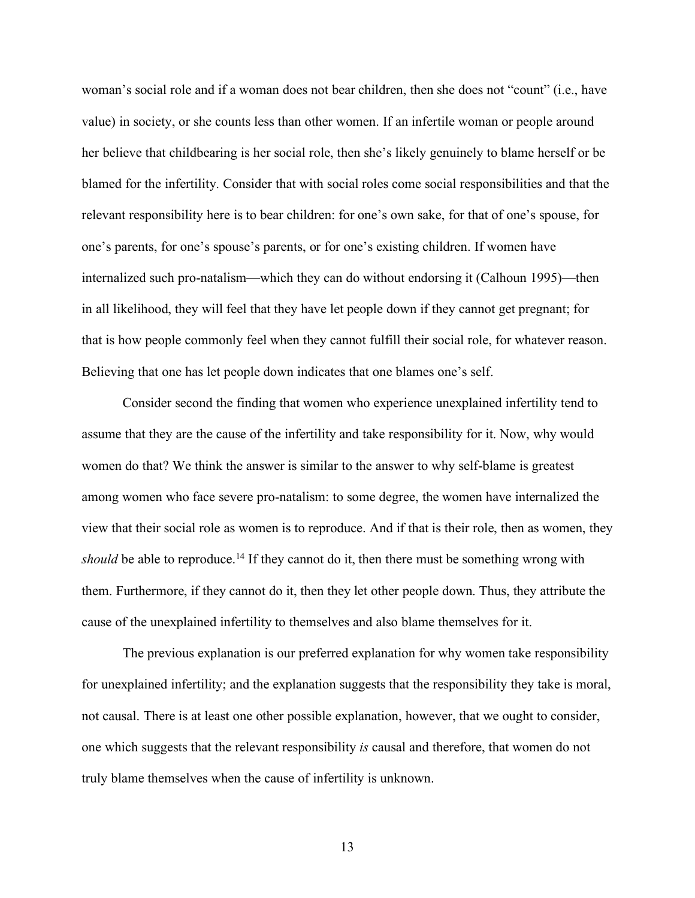woman's social role and if a woman does not bear children, then she does not "count" (i.e., have value) in society, or she counts less than other women. If an infertile woman or people around her believe that childbearing is her social role, then she's likely genuinely to blame herself or be blamed for the infertility. Consider that with social roles come social responsibilities and that the relevant responsibility here is to bear children: for one's own sake, for that of one's spouse, for one's parents, for one's spouse's parents, or for one's existing children. If women have internalized such pro-natalism—which they can do without endorsing it (Calhoun 1995)—then in all likelihood, they will feel that they have let people down if they cannot get pregnant; for that is how people commonly feel when they cannot fulfill their social role, for whatever reason. Believing that one has let people down indicates that one blames one's self.

Consider second the finding that women who experience unexplained infertility tend to assume that they are the cause of the infertility and take responsibility for it. Now, why would women do that? We think the answer is similar to the answer to why self-blame is greatest among women who face severe pro-natalism: to some degree, the women have internalized the view that their social role as women is to reproduce. And if that is their role, then as women, they *should* be able to reproduce.[14] If they cannot do it, then there must be something wrong with them. Furthermore, if they cannot do it, then they let other people down. Thus, they attribute the cause of the unexplained infertility to themselves and also blame themselves for it.

The previous explanation is our preferred explanation for why women take responsibility for unexplained infertility; and the explanation suggests that the responsibility they take is moral, not causal. There is at least one other possible explanation, however, that we ought to consider, one which suggests that the relevant responsibility *is* causal and therefore, that women do not truly blame themselves when the cause of infertility is unknown.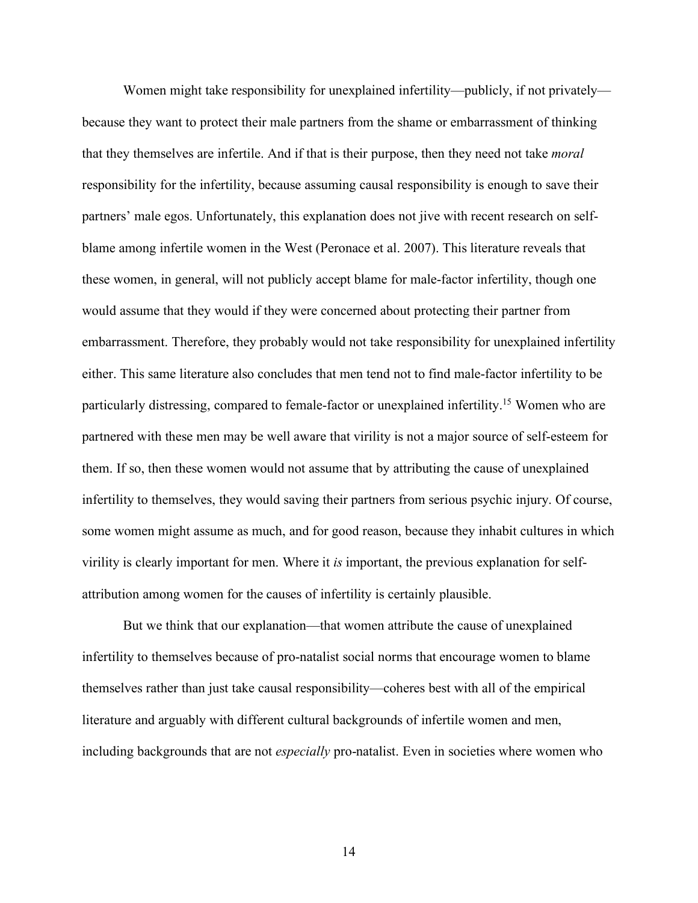Women might take responsibility for unexplained infertility—publicly, if not privately—because they want to protect their male partners from the shame or embarrassment of thinking that they themselves are infertile. And if that is their purpose, then they need not take *moral* responsibility for the infertility, because assuming causal responsibility is enough to save their partners' male egos. Unfortunately, this explanation does not jive with recent research on self-blame among infertile women in the West (Peronace et al. 2007). This literature reveals that these women, in general, will not publicly accept blame for male-factor infertility, though one would assume that they would if they were concerned about protecting their partner from embarrassment. Therefore, they probably would not take responsibility for unexplained infertility either. This same literature also concludes that men tend not to find male-factor infertility to be particularly distressing, compared to female-factor or unexplained infertility.[15] Women who are partnered with these men may be well aware that virility is not a major source of self-esteem for them. If so, then these women would not assume that by attributing the cause of unexplained infertility to themselves, they would saving their partners from serious psychic injury. Of course, some women might assume as much, and for good reason, because they inhabit cultures in which virility is clearly important for men. Where it *is* important, the previous explanation for self-attribution among women for the causes of infertility is certainly plausible.

But we think that our explanation—that women attribute the cause of unexplained infertility to themselves because of pro-natalist social norms that encourage women to blame themselves rather than just take causal responsibility—coheres best with all of the empirical literature and arguably with different cultural backgrounds of infertile women and men, including backgrounds that are not *especially* pro-natalist. Even in societies where women who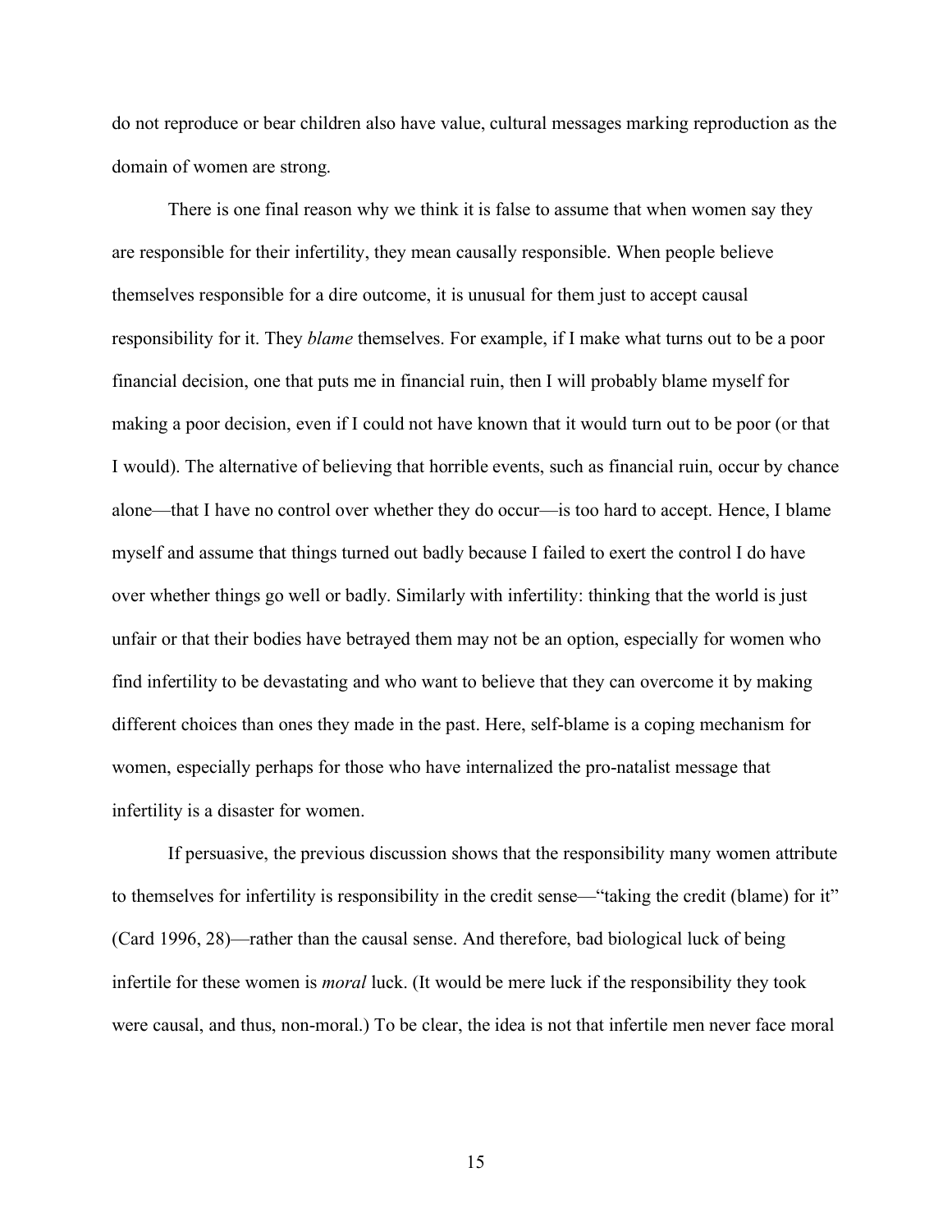do not reproduce or bear children also have value, cultural messages marking reproduction as the domain of women are strong.

There is one final reason why we think it is false to assume that when women say they are responsible for their infertility, they mean causally responsible. When people believe themselves responsible for a dire outcome, it is unusual for them just to accept causal responsibility for it. They *blame* themselves. For example, if I make what turns out to be a poor financial decision, one that puts me in financial ruin, then I will probably blame myself for making a poor decision, even if I could not have known that it would turn out to be poor (or that I would). The alternative of believing that horrible events, such as financial ruin, occur by chance alone—that I have no control over whether they do occur—is too hard to accept. Hence, I blame myself and assume that things turned out badly because I failed to exert the control I do have over whether things go well or badly. Similarly with infertility: thinking that the world is just unfair or that their bodies have betrayed them may not be an option, especially for women who find infertility to be devastating and who want to believe that they can overcome it by making different choices than ones they made in the past. Here, self-blame is a coping mechanism for women, especially perhaps for those who have internalized the pro-natalist message that infertility is a disaster for women.

If persuasive, the previous discussion shows that the responsibility many women attribute to themselves for infertility is responsibility in the credit sense—"taking the credit (blame) for it" (Card 1996, 28)—rather than the causal sense. And therefore, bad biological luck of being infertile for these women is *moral* luck. (It would be mere luck if the responsibility they took were causal, and thus, non-moral.) To be clear, the idea is not that infertile men never face moral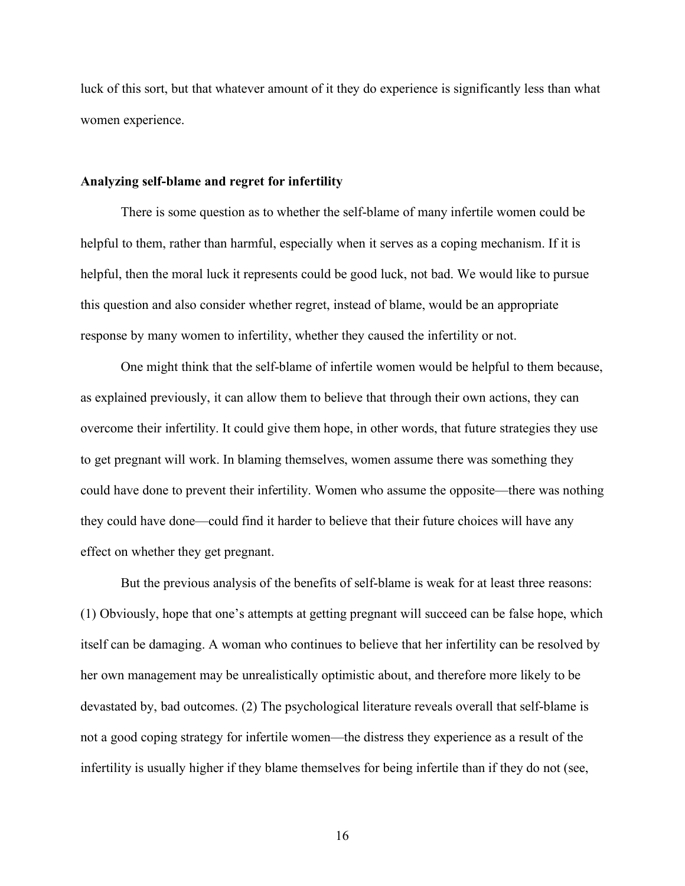luck of this sort, but that whatever amount of it they do experience is significantly less than what women experience.

### Analyzing self-blame and regret for infertility

There is some question as to whether the self-blame of many infertile women could be helpful to them, rather than harmful, especially when it serves as a coping mechanism. If it is helpful, then the moral luck it represents could be good luck, not bad. We would like to pursue this question and also consider whether regret, instead of blame, would be an appropriate response by many women to infertility, whether they caused the infertility or not.

One might think that the self-blame of infertile women would be helpful to them because, as explained previously, it can allow them to believe that through their own actions, they can overcome their infertility. It could give them hope, in other words, that future strategies they use to get pregnant will work. In blaming themselves, women assume there was something they could have done to prevent their infertility. Women who assume the opposite—there was nothing they could have done—could find it harder to believe that their future choices will have any effect on whether they get pregnant.

But the previous analysis of the benefits of self-blame is weak for at least three reasons: (1) Obviously, hope that one's attempts at getting pregnant will succeed can be false hope, which itself can be damaging. A woman who continues to believe that her infertility can be resolved by her own management may be unrealistically optimistic about, and therefore more likely to be devastated by, bad outcomes. (2) The psychological literature reveals overall that self-blame is not a good coping strategy for infertile women—the distress they experience as a result of the infertility is usually higher if they blame themselves for being infertile than if they do not (see,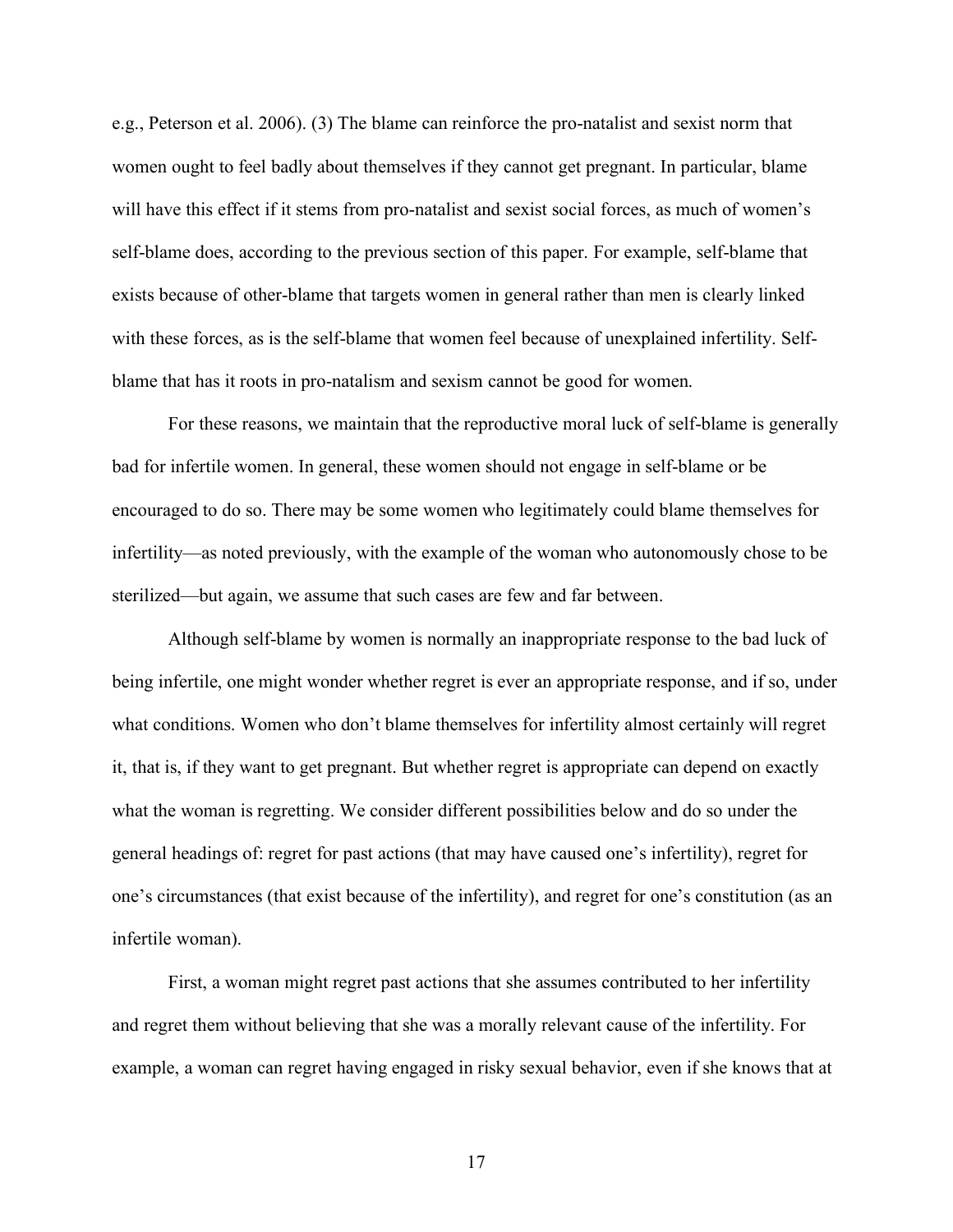e.g., Peterson et al. 2006). (3) The blame can reinforce the pro-natalist and sexist norm that women ought to feel badly about themselves if they cannot get pregnant. In particular, blame will have this effect if it stems from pro-natalist and sexist social forces, as much of women's self-blame does, according to the previous section of this paper. For example, self-blame that exists because of other-blame that targets women in general rather than men is clearly linked with these forces, as is the self-blame that women feel because of unexplained infertility. Self-blame that has it roots in pro-natalism and sexism cannot be good for women.

For these reasons, we maintain that the reproductive moral luck of self-blame is generally bad for infertile women. In general, these women should not engage in self-blame or be encouraged to do so. There may be some women who legitimately could blame themselves for infertility—as noted previously, with the example of the woman who autonomously chose to be sterilized—but again, we assume that such cases are few and far between.

Although self-blame by women is normally an inappropriate response to the bad luck of being infertile, one might wonder whether regret is ever an appropriate response, and if so, under what conditions. Women who don't blame themselves for infertility almost certainly will regret it, that is, if they want to get pregnant. But whether regret is appropriate can depend on exactly what the woman is regretting. We consider different possibilities below and do so under the general headings of: regret for past actions (that may have caused one's infertility), regret for one's circumstances (that exist because of the infertility), and regret for one's constitution (as an infertile woman).

First, a woman might regret past actions that she assumes contributed to her infertility and regret them without believing that she was a morally relevant cause of the infertility. For example, a woman can regret having engaged in risky sexual behavior, even if she knows that at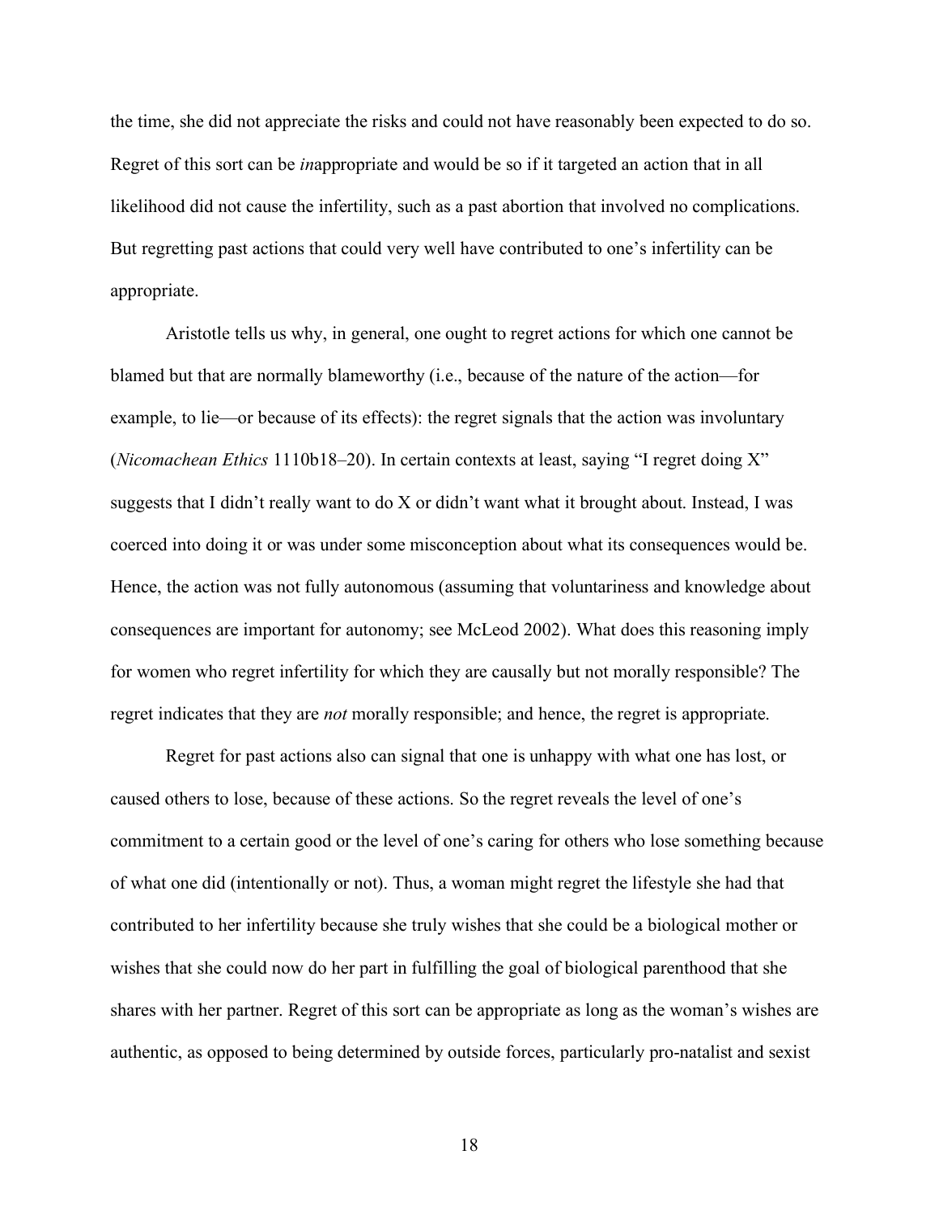the time, she did not appreciate the risks and could not have reasonably been expected to do so. Regret of this sort can be *in*appropriate and would be so if it targeted an action that in all likelihood did not cause the infertility, such as a past abortion that involved no complications. But regretting past actions that could very well have contributed to one's infertility can be appropriate.

Aristotle tells us why, in general, one ought to regret actions for which one cannot be blamed but that are normally blameworthy (i.e., because of the nature of the action—for example, to lie—or because of its effects): the regret signals that the action was involuntary (*Nicomachean Ethics* 1110b18–20). In certain contexts at least, saying "I regret doing X" suggests that I didn't really want to do X or didn't want what it brought about. Instead, I was coerced into doing it or was under some misconception about what its consequences would be. Hence, the action was not fully autonomous (assuming that voluntariness and knowledge about consequences are important for autonomy; see McLeod 2002). What does this reasoning imply for women who regret infertility for which they are causally but not morally responsible? The regret indicates that they are *not* morally responsible; and hence, the regret is appropriate.

Regret for past actions also can signal that one is unhappy with what one has lost, or caused others to lose, because of these actions. So the regret reveals the level of one's commitment to a certain good or the level of one's caring for others who lose something because of what one did (intentionally or not). Thus, a woman might regret the lifestyle she had that contributed to her infertility because she truly wishes that she could be a biological mother or wishes that she could now do her part in fulfilling the goal of biological parenthood that she shares with her partner. Regret of this sort can be appropriate as long as the woman's wishes are authentic, as opposed to being determined by outside forces, particularly pro-natalist and sexist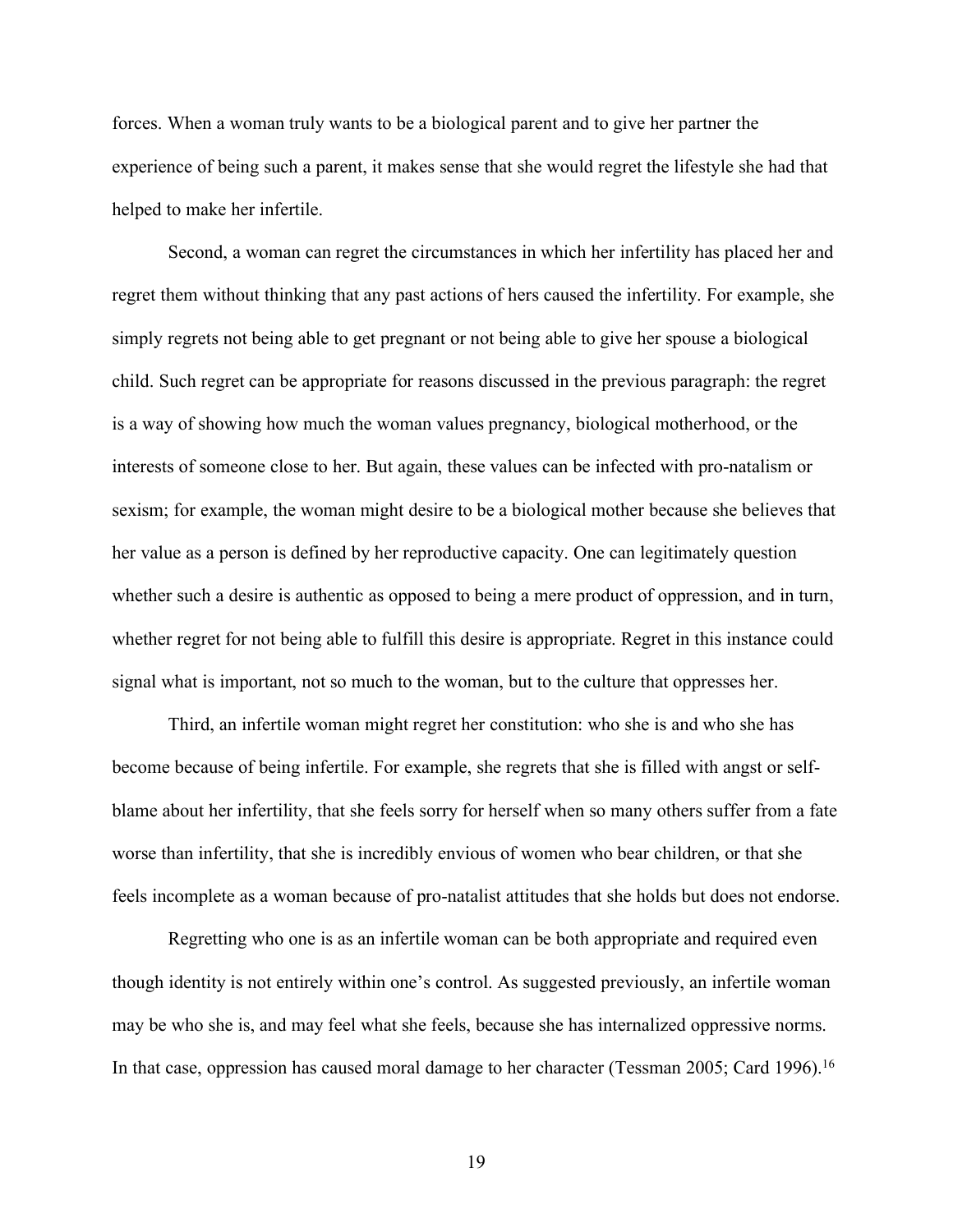forces. When a woman truly wants to be a biological parent and to give her partner the experience of being such a parent, it makes sense that she would regret the lifestyle she had that helped to make her infertile.

Second, a woman can regret the circumstances in which her infertility has placed her and regret them without thinking that any past actions of hers caused the infertility. For example, she simply regrets not being able to get pregnant or not being able to give her spouse a biological child. Such regret can be appropriate for reasons discussed in the previous paragraph: the regret is a way of showing how much the woman values pregnancy, biological motherhood, or the interests of someone close to her. But again, these values can be infected with pro-natalism or sexism; for example, the woman might desire to be a biological mother because she believes that her value as a person is defined by her reproductive capacity. One can legitimately question whether such a desire is authentic as opposed to being a mere product of oppression, and in turn, whether regret for not being able to fulfill this desire is appropriate. Regret in this instance could signal what is important, not so much to the woman, but to the culture that oppresses her.

Third, an infertile woman might regret her constitution: who she is and who she has become because of being infertile. For example, she regrets that she is filled with angst or self-blame about her infertility, that she feels sorry for herself when so many others suffer from a fate worse than infertility, that she is incredibly envious of women who bear children, or that she feels incomplete as a woman because of pro-natalist attitudes that she holds but does not endorse.

Regretting who one is as an infertile woman can be both appropriate and required even though identity is not entirely within one's control. As suggested previously, an infertile woman may be who she is, and may feel what she feels, because she has internalized oppressive norms. In that case, oppression has caused moral damage to her character (Tessman 2005; Card 1996).[16]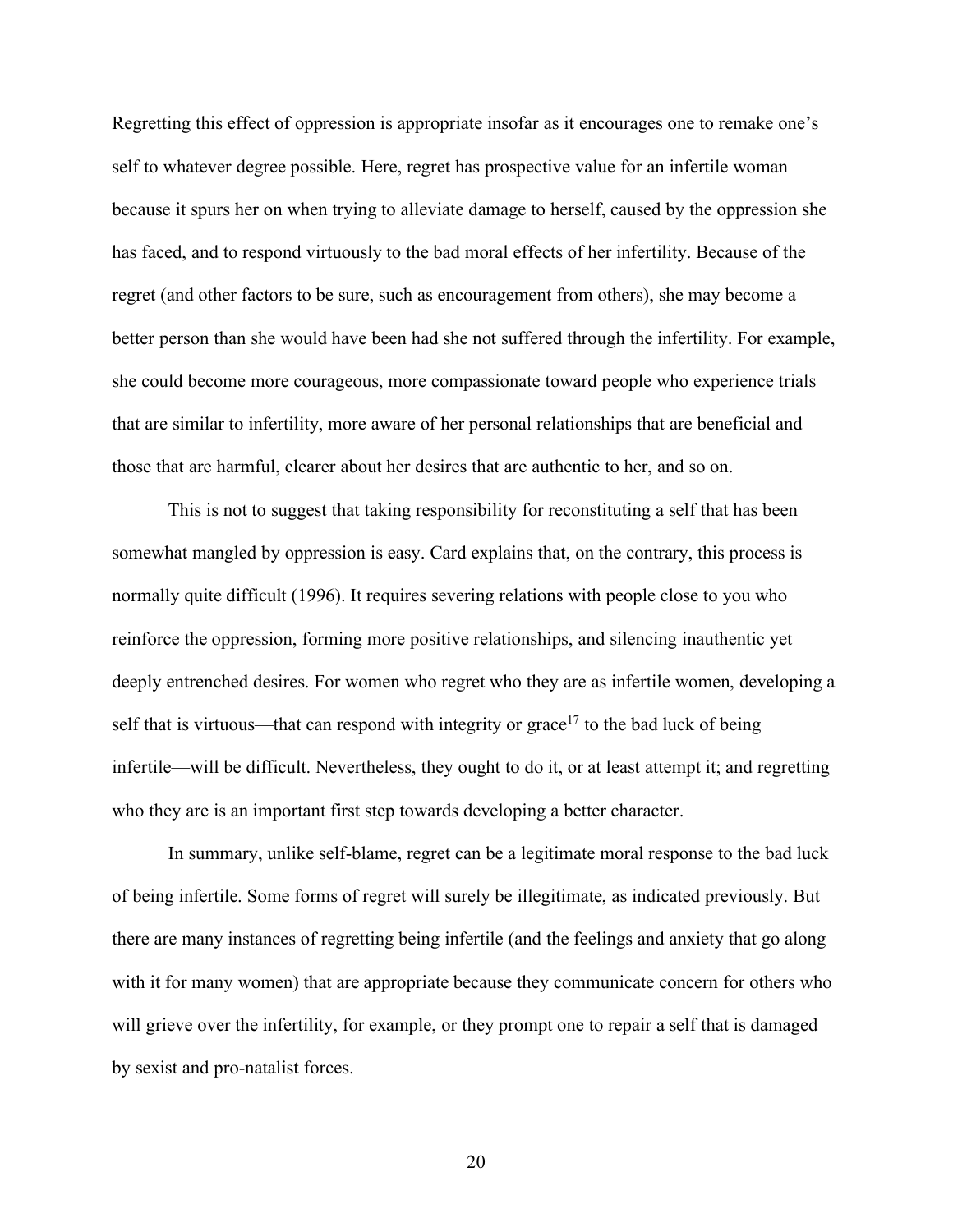Regretting this effect of oppression is appropriate insofar as it encourages one to remake one's self to whatever degree possible. Here, regret has prospective value for an infertile woman because it spurs her on when trying to alleviate damage to herself, caused by the oppression she has faced, and to respond virtuously to the bad moral effects of her infertility. Because of the regret (and other factors to be sure, such as encouragement from others), she may become a better person than she would have been had she not suffered through the infertility. For example, she could become more courageous, more compassionate toward people who experience trials that are similar to infertility, more aware of her personal relationships that are beneficial and those that are harmful, clearer about her desires that are authentic to her, and so on.

This is not to suggest that taking responsibility for reconstituting a self that has been somewhat mangled by oppression is easy. Card explains that, on the contrary, this process is normally quite difficult (1996). It requires severing relations with people close to you who reinforce the oppression, forming more positive relationships, and silencing inauthentic yet deeply entrenched desires. For women who regret who they are as infertile women, developing a self that is virtuous—that can respond with integrity or grace[17] to the bad luck of being infertile—will be difficult. Nevertheless, they ought to do it, or at least attempt it; and regretting who they are is an important first step towards developing a better character.

In summary, unlike self-blame, regret can be a legitimate moral response to the bad luck of being infertile. Some forms of regret will surely be illegitimate, as indicated previously. But there are many instances of regretting being infertile (and the feelings and anxiety that go along with it for many women) that are appropriate because they communicate concern for others who will grieve over the infertility, for example, or they prompt one to repair a self that is damaged by sexist and pro-natalist forces.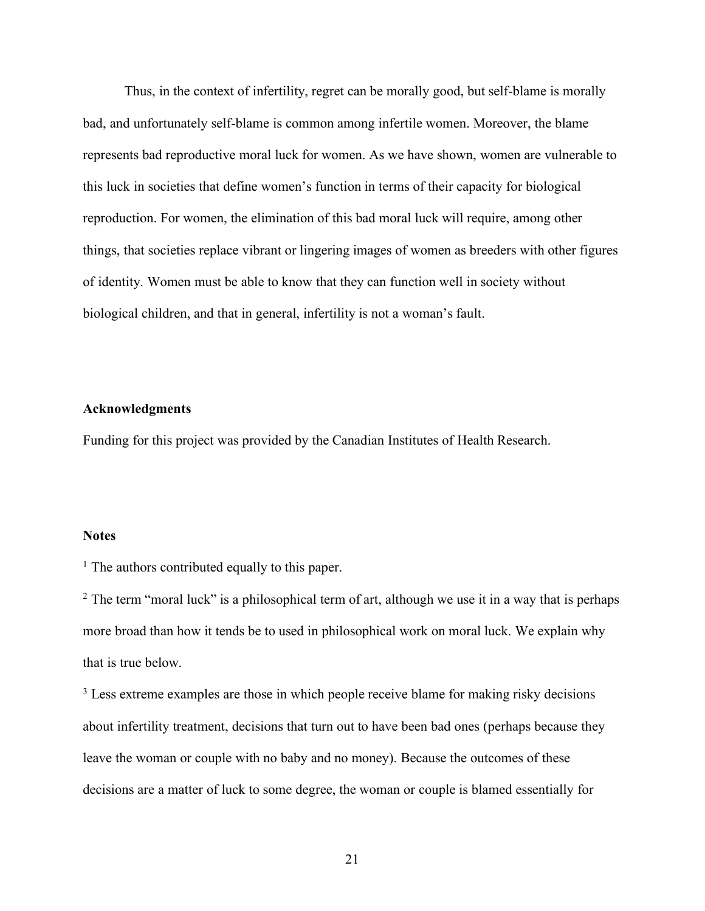Thus, in the context of infertility, regret can be morally good, but self-blame is morally bad, and unfortunately self-blame is common among infertile women. Moreover, the blame represents bad reproductive moral luck for women. As we have shown, women are vulnerable to this luck in societies that define women's function in terms of their capacity for biological reproduction. For women, the elimination of this bad moral luck will require, among other things, that societies replace vibrant or lingering images of women as breeders with other figures of identity. Women must be able to know that they can function well in society without biological children, and that in general, infertility is not a woman's fault.

### Acknowledgments

Funding for this project was provided by the Canadian Institutes of Health Research.

### Notes

[1] The authors contributed equally to this paper.

[2] The term "moral luck" is a philosophical term of art, although we use it in a way that is perhaps more broad than how it tends be to used in philosophical work on moral luck. We explain why that is true below.

[3] Less extreme examples are those in which people receive blame for making risky decisions about infertility treatment, decisions that turn out to have been bad ones (perhaps because they leave the woman or couple with no baby and no money). Because the outcomes of these decisions are a matter of luck to some degree, the woman or couple is blamed essentially for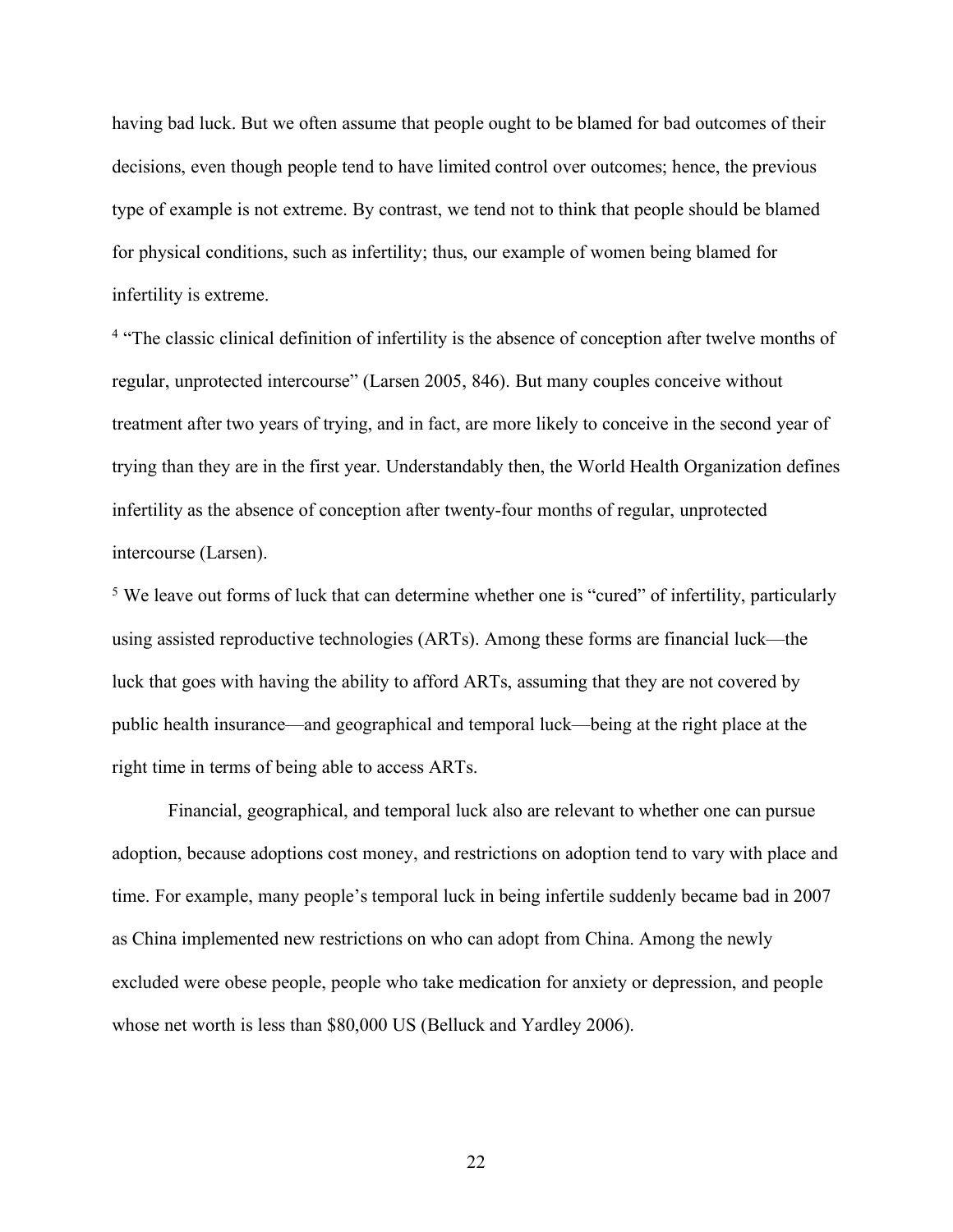having bad luck. But we often assume that people ought to be blamed for bad outcomes of their decisions, even though people tend to have limited control over outcomes; hence, the previous type of example is not extreme. By contrast, we tend not to think that people should be blamed for physical conditions, such as infertility; thus, our example of women being blamed for infertility is extreme.

[4] "The classic clinical definition of infertility is the absence of conception after twelve months of regular, unprotected intercourse" (Larsen 2005, 846). But many couples conceive without treatment after two years of trying, and in fact, are more likely to conceive in the second year of trying than they are in the first year. Understandably then, the World Health Organization defines infertility as the absence of conception after twenty-four months of regular, unprotected intercourse (Larsen).

[5] We leave out forms of luck that can determine whether one is "cured" of infertility, particularly using assisted reproductive technologies (ARTs). Among these forms are financial luck—the luck that goes with having the ability to afford ARTs, assuming that they are not covered by public health insurance—and geographical and temporal luck—being at the right place at the right time in terms of being able to access ARTs.

Financial, geographical, and temporal luck also are relevant to whether one can pursue adoption, because adoptions cost money, and restrictions on adoption tend to vary with place and time. For example, many people's temporal luck in being infertile suddenly became bad in 2007 as China implemented new restrictions on who can adopt from China. Among the newly excluded were obese people, people who take medication for anxiety or depression, and people whose net worth is less than $80,000 US (Belluck and Yardley 2006).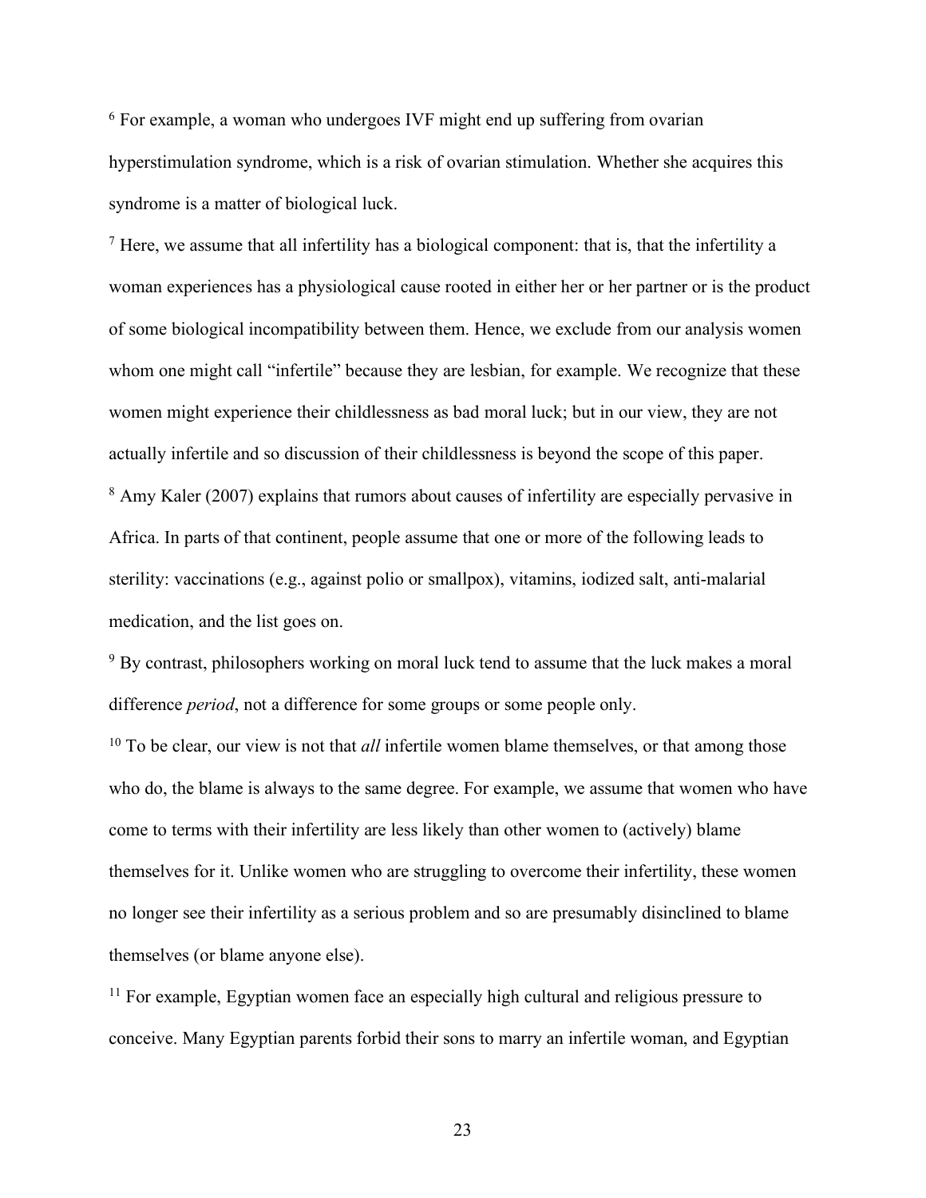[6] For example, a woman who undergoes IVF might end up suffering from ovarian hyperstimulation syndrome, which is a risk of ovarian stimulation. Whether she acquires this syndrome is a matter of biological luck.

[7] Here, we assume that all infertility has a biological component: that is, that the infertility a woman experiences has a physiological cause rooted in either her or her partner or is the product of some biological incompatibility between them. Hence, we exclude from our analysis women whom one might call "infertile" because they are lesbian, for example. We recognize that these women might experience their childlessness as bad moral luck; but in our view, they are not actually infertile and so discussion of their childlessness is beyond the scope of this paper.

[8] Amy Kaler (2007) explains that rumors about causes of infertility are especially pervasive in Africa. In parts of that continent, people assume that one or more of the following leads to sterility: vaccinations (e.g., against polio or smallpox), vitamins, iodized salt, anti-malarial medication, and the list goes on.

[9] By contrast, philosophers working on moral luck tend to assume that the luck makes a moral difference *period*, not a difference for some groups or some people only.

[10] To be clear, our view is not that *all* infertile women blame themselves, or that among those who do, the blame is always to the same degree. For example, we assume that women who have come to terms with their infertility are less likely than other women to (actively) blame themselves for it. Unlike women who are struggling to overcome their infertility, these women no longer see their infertility as a serious problem and so are presumably disinclined to blame themselves (or blame anyone else).

[11] For example, Egyptian women face an especially high cultural and religious pressure to conceive. Many Egyptian parents forbid their sons to marry an infertile woman, and Egyptian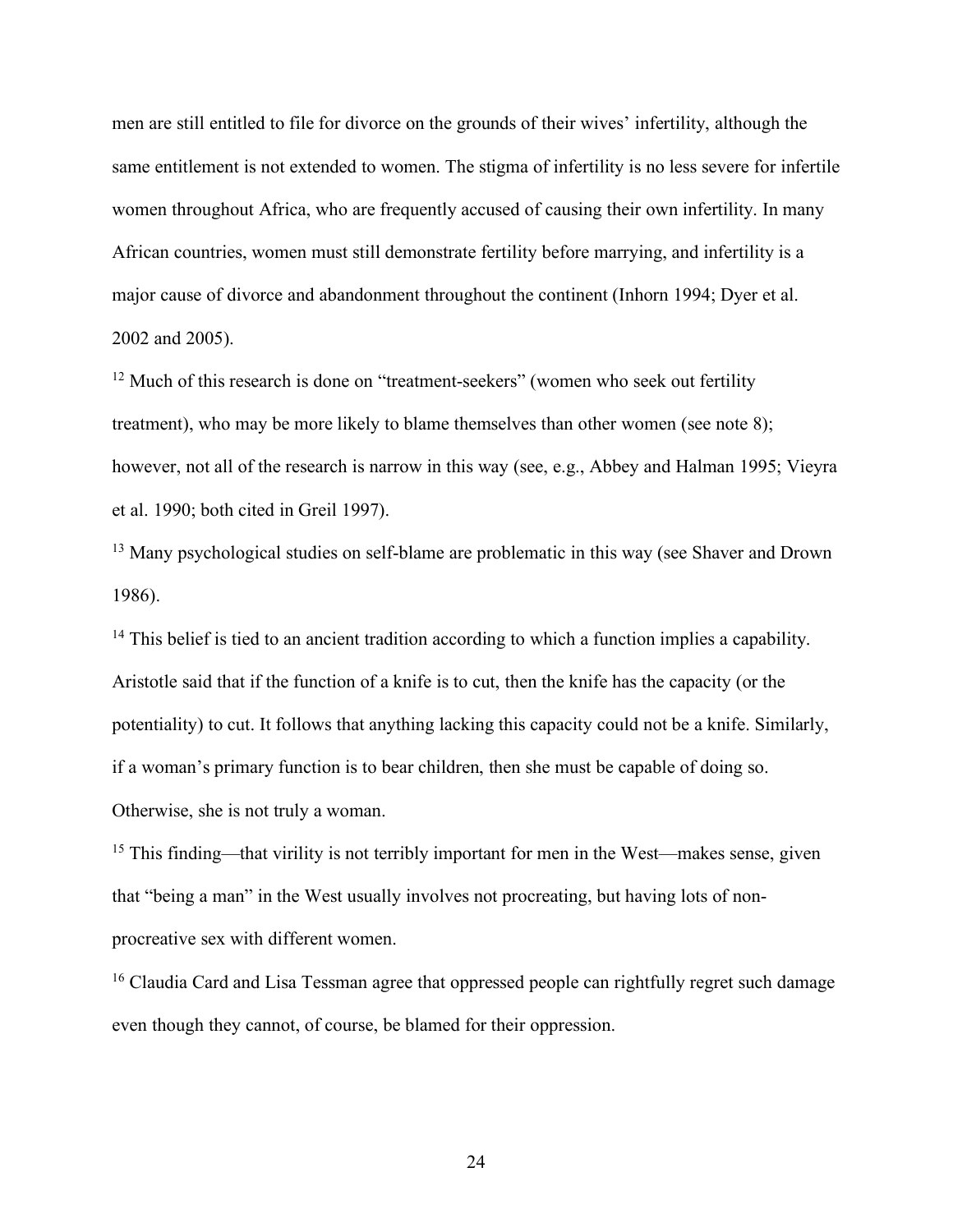men are still entitled to file for divorce on the grounds of their wives' infertility, although the same entitlement is not extended to women. The stigma of infertility is no less severe for infertile women throughout Africa, who are frequently accused of causing their own infertility. In many African countries, women must still demonstrate fertility before marrying, and infertility is a major cause of divorce and abandonment throughout the continent (Inhorn 1994; Dyer et al. 2002 and 2005).

[12] Much of this research is done on "treatment-seekers" (women who seek out fertility treatment), who may be more likely to blame themselves than other women (see note 8); however, not all of the research is narrow in this way (see, e.g., Abbey and Halman 1995; Vieyra et al. 1990; both cited in Greil 1997).

[13] Many psychological studies on self-blame are problematic in this way (see Shaver and Drown 1986).

[14] This belief is tied to an ancient tradition according to which a function implies a capability. Aristotle said that if the function of a knife is to cut, then the knife has the capacity (or the potentiality) to cut. It follows that anything lacking this capacity could not be a knife. Similarly, if a woman's primary function is to bear children, then she must be capable of doing so. Otherwise, she is not truly a woman.

[15] This finding—that virility is not terribly important for men in the West—makes sense, given that "being a man" in the West usually involves not procreating, but having lots of non-procreative sex with different women.

[16] Claudia Card and Lisa Tessman agree that oppressed people can rightfully regret such damage even though they cannot, of course, be blamed for their oppression.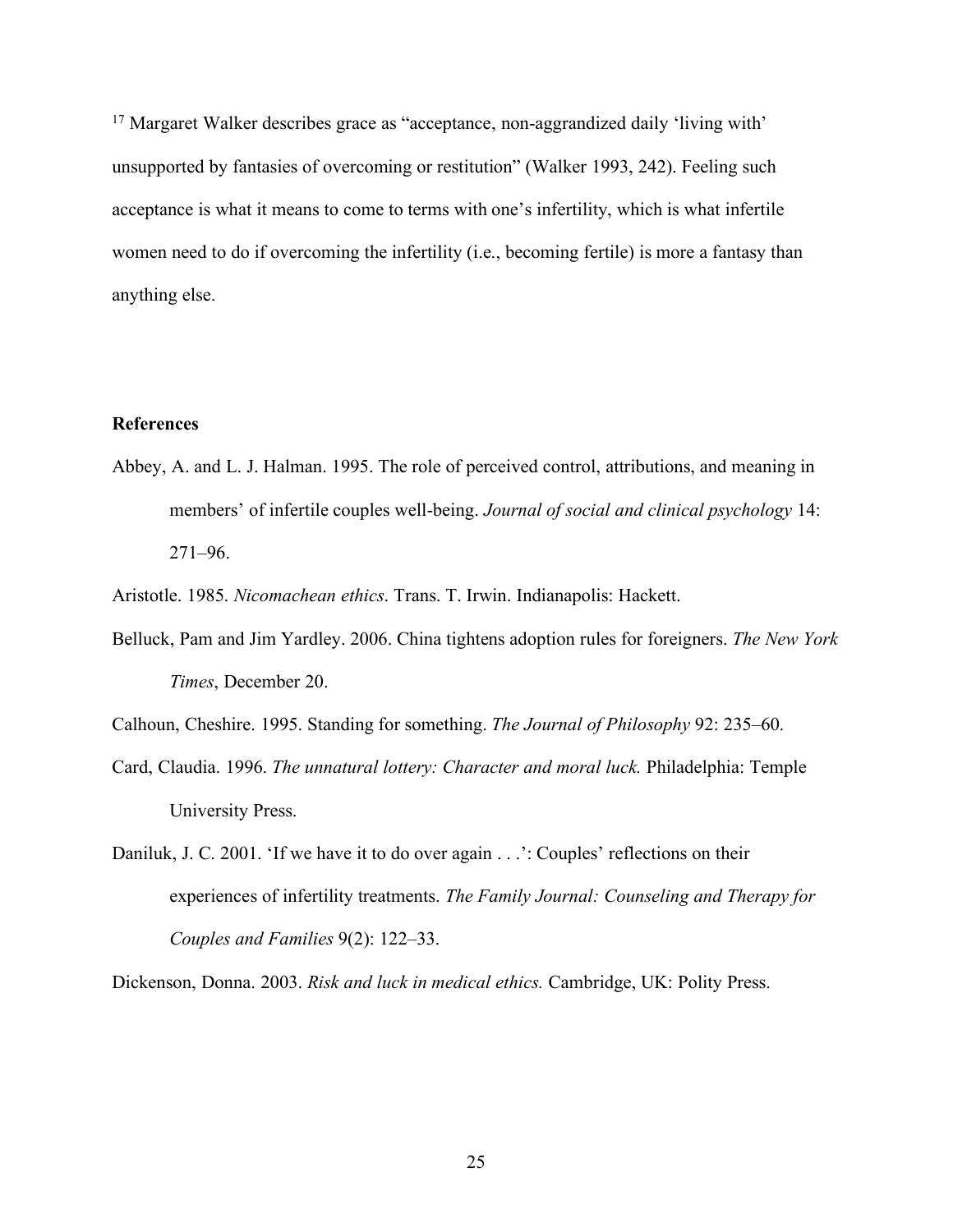[17] Margaret Walker describes grace as "acceptance, non-aggrandized daily 'living with' unsupported by fantasies of overcoming or restitution" (Walker 1993, 242). Feeling such acceptance is what it means to come to terms with one's infertility, which is what infertile women need to do if overcoming the infertility (i.e., becoming fertile) is more a fantasy than anything else.

## References

Abbey, A. and L. J. Halman. 1995. The role of perceived control, attributions, and meaning in members' of infertile couples well-being. *Journal of social and clinical psychology* 14: 271–96.

Aristotle. 1985. *Nicomachean ethics*. Trans. T. Irwin. Indianapolis: Hackett.

Belluck, Pam and Jim Yardley. 2006. China tightens adoption rules for foreigners. *The New York Times*, December 20.

Calhoun, Cheshire. 1995. Standing for something. *The Journal of Philosophy* 92: 235–60.

Card, Claudia. 1996. *The unnatural lottery: Character and moral luck.* Philadelphia: Temple University Press.

Daniluk, J. C. 2001. 'If we have it to do over again . . .': Couples' reflections on their experiences of infertility treatments. *The Family Journal: Counseling and Therapy for Couples and Families* 9(2): 122–33.

Dickenson, Donna. 2003. *Risk and luck in medical ethics.* Cambridge, UK: Polity Press.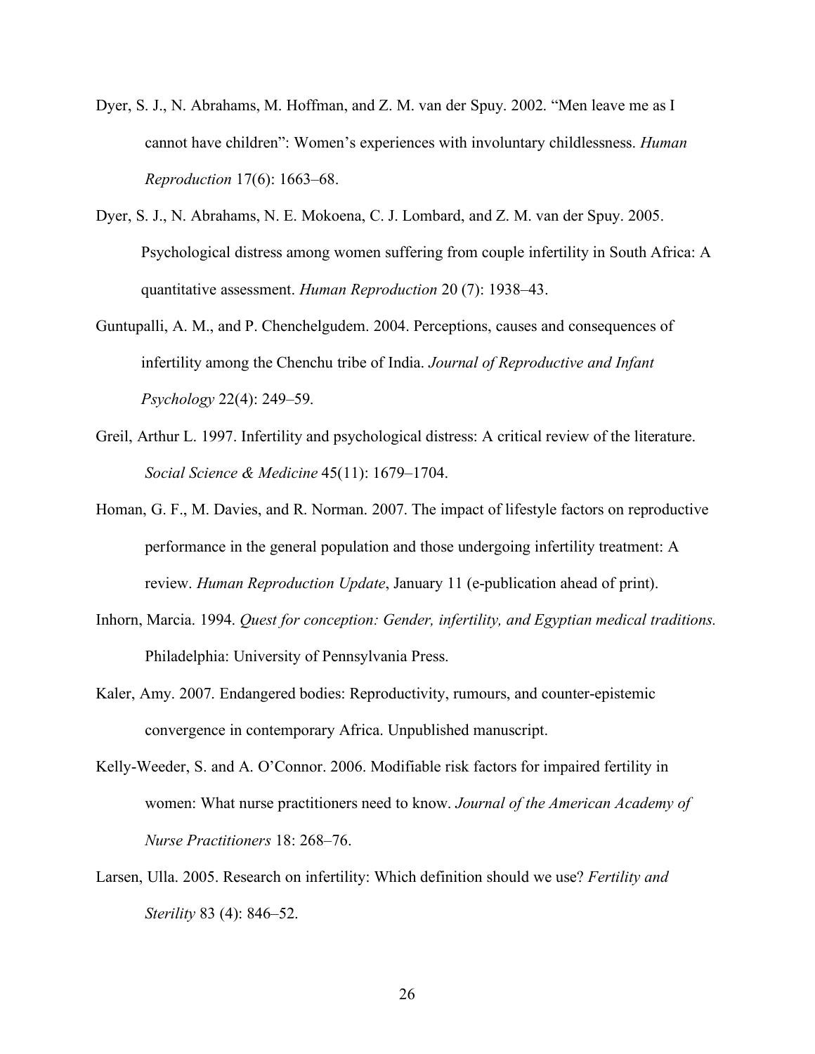Dyer, S. J., N. Abrahams, M. Hoffman, and Z. M. van der Spuy. 2002. "Men leave me as I cannot have children": Women's experiences with involuntary childlessness. *Human Reproduction* 17(6): 1663–68.

Dyer, S. J., N. Abrahams, N. E. Mokoena, C. J. Lombard, and Z. M. van der Spuy. 2005. Psychological distress among women suffering from couple infertility in South Africa: A quantitative assessment. *Human Reproduction* 20 (7): 1938–43.

Guntupalli, A. M., and P. Chenchelgudem. 2004. Perceptions, causes and consequences of infertility among the Chenchu tribe of India. *Journal of Reproductive and Infant Psychology* 22(4): 249–59.

Greil, Arthur L. 1997. Infertility and psychological distress: A critical review of the literature. *Social Science & Medicine* 45(11): 1679–1704.

Homan, G. F., M. Davies, and R. Norman. 2007. The impact of lifestyle factors on reproductive performance in the general population and those undergoing infertility treatment: A review. *Human Reproduction Update*, January 11 (e-publication ahead of print).

Inhorn, Marcia. 1994. *Quest for conception: Gender, infertility, and Egyptian medical traditions.* Philadelphia: University of Pennsylvania Press.

Kaler, Amy. 2007. Endangered bodies: Reproductivity, rumours, and counter-epistemic convergence in contemporary Africa. Unpublished manuscript.

Kelly-Weeder, S. and A. O'Connor. 2006. Modifiable risk factors for impaired fertility in women: What nurse practitioners need to know. *Journal of the American Academy of Nurse Practitioners* 18: 268–76.

Larsen, Ulla. 2005. Research on infertility: Which definition should we use? *Fertility and Sterility* 83 (4): 846–52.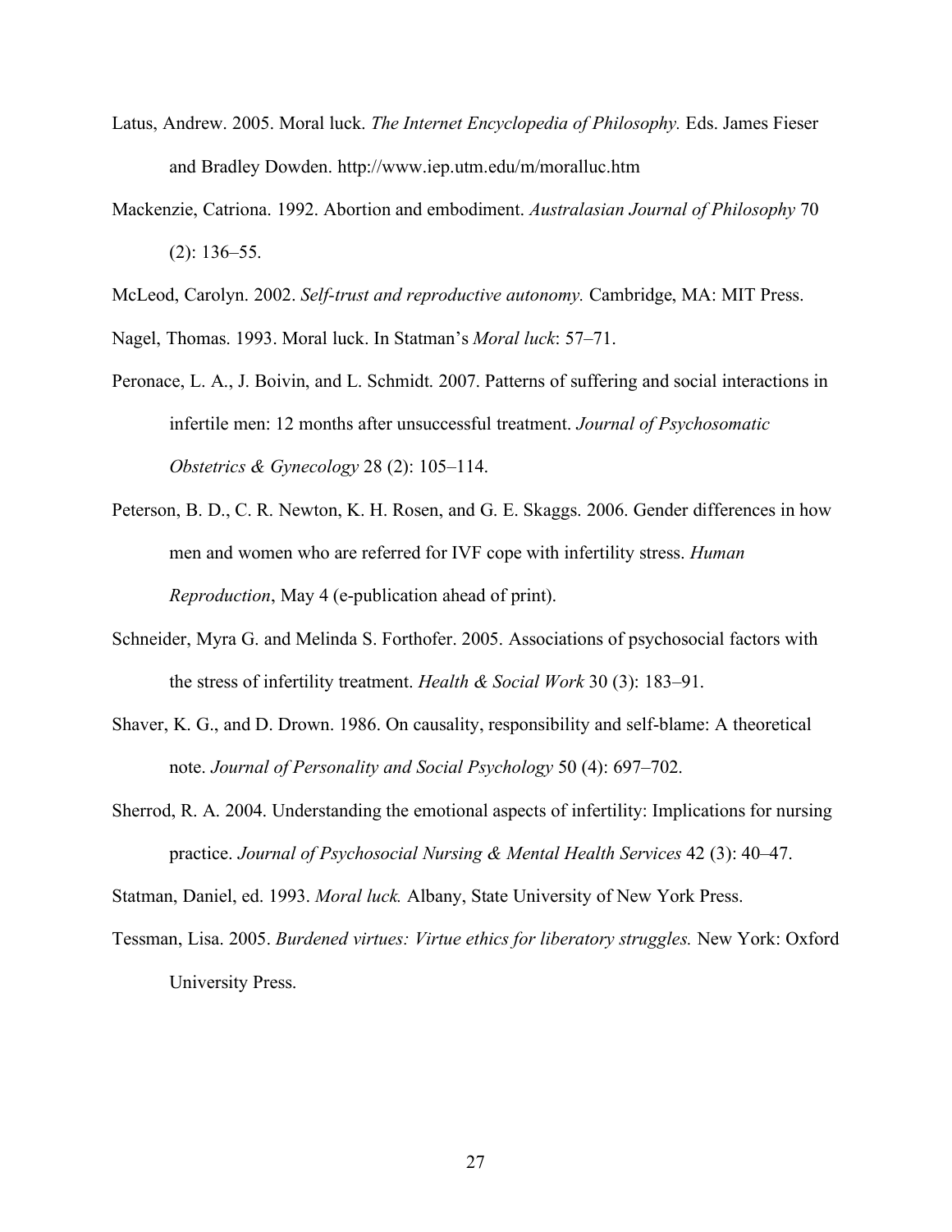Latus, Andrew. 2005. Moral luck. *The Internet Encyclopedia of Philosophy.* Eds. James Fieser and Bradley Dowden. http://www.iep.utm.edu/m/moralluc.htm

Mackenzie, Catriona. 1992. Abortion and embodiment. *Australasian Journal of Philosophy* 70 (2): 136–55.

McLeod, Carolyn. 2002. *Self-trust and reproductive autonomy.* Cambridge, MA: MIT Press.

Nagel, Thomas. 1993. Moral luck. In Statman's *Moral luck*: 57–71.

Peronace, L. A., J. Boivin, and L. Schmidt. 2007. Patterns of suffering and social interactions in infertile men: 12 months after unsuccessful treatment. *Journal of Psychosomatic Obstetrics & Gynecology* 28 (2): 105–114.

Peterson, B. D., C. R. Newton, K. H. Rosen, and G. E. Skaggs. 2006. Gender differences in how men and women who are referred for IVF cope with infertility stress. *Human Reproduction*, May 4 (e-publication ahead of print).

Schneider, Myra G. and Melinda S. Forthofer. 2005. Associations of psychosocial factors with the stress of infertility treatment. *Health & Social Work* 30 (3): 183–91.

Shaver, K. G., and D. Drown. 1986. On causality, responsibility and self-blame: A theoretical note. *Journal of Personality and Social Psychology* 50 (4): 697–702.

Sherrod, R. A. 2004. Understanding the emotional aspects of infertility: Implications for nursing practice. *Journal of Psychosocial Nursing & Mental Health Services* 42 (3): 40–47.

Statman, Daniel, ed. 1993. *Moral luck.* Albany, State University of New York Press.

Tessman, Lisa. 2005. *Burdened virtues: Virtue ethics for liberatory struggles.* New York: Oxford University Press.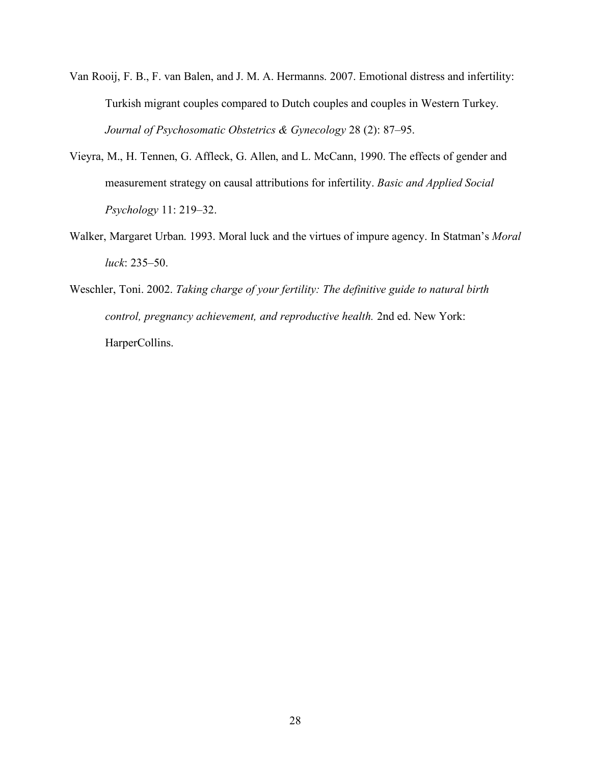Van Rooij, F. B., F. van Balen, and J. M. A. Hermanns. 2007. Emotional distress and infertility: Turkish migrant couples compared to Dutch couples and couples in Western Turkey. *Journal of Psychosomatic Obstetrics & Gynecology* 28 (2): 87–95.

Vieyra, M., H. Tennen, G. Affleck, G. Allen, and L. McCann, 1990. The effects of gender and measurement strategy on causal attributions for infertility. *Basic and Applied Social Psychology* 11: 219–32.

Walker, Margaret Urban. 1993. Moral luck and the virtues of impure agency. In Statman's *Moral luck*: 235–50.

Weschler, Toni. 2002. *Taking charge of your fertility: The definitive guide to natural birth control, pregnancy achievement, and reproductive health.* 2nd ed. New York: HarperCollins.